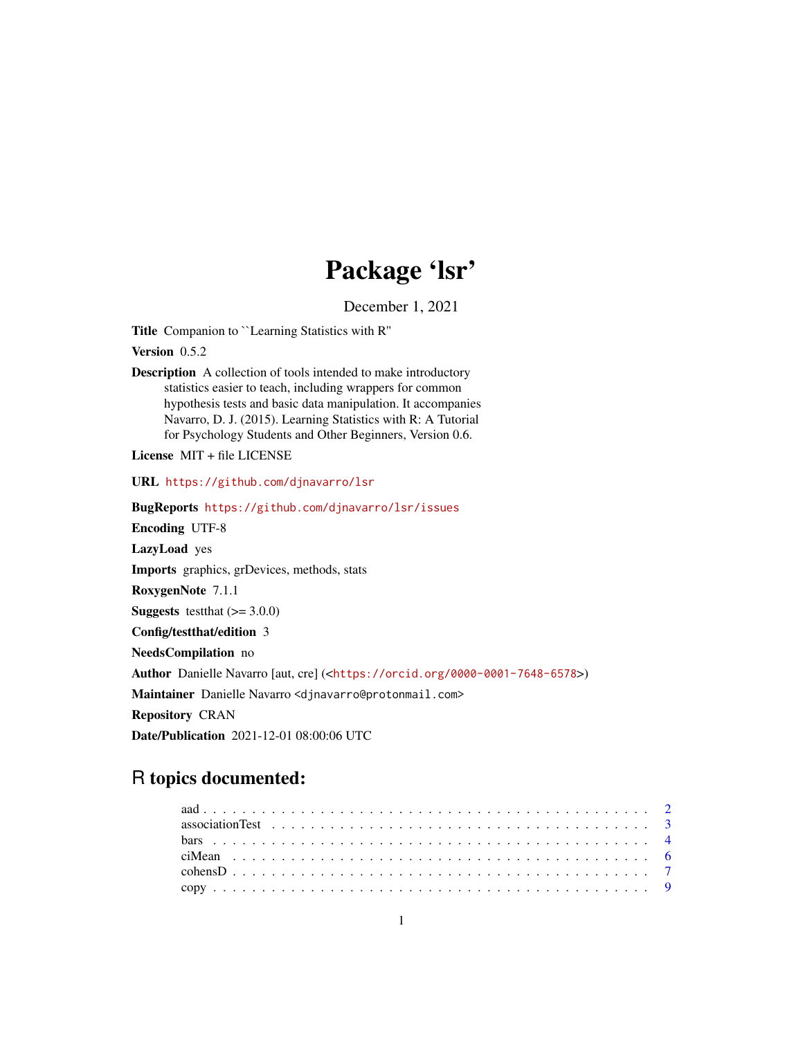# Package 'lsr'

December 1, 2021

**Title** Companion to ``Learning Statistics with R''

**Version** 0.5.2

**Description** A collection of tools intended to make introductory statistics easier to teach, including wrappers for common hypothesis tests and basic data manipulation. It accompanies Navarro, D. J. (2015). Learning Statistics with R: A Tutorial for Psychology Students and Other Beginners, Version 0.6.

**License** MIT + file LICENSE

**URL** https://github.com/djnavarro/lsr

**BugReports** https://github.com/djnavarro/lsr/issues

**Encoding** UTF-8

**LazyLoad** yes

**Imports** graphics, grDevices, methods, stats

**RoxygenNote** 7.1.1

**Suggests** testthat (>= 3.0.0)

**Config/testthat/edition** 3

**NeedsCompilation** no

**Author** Danielle Navarro [aut, cre] (<https://orcid.org/0000-0001-7648-6578>)

**Maintainer** Danielle Navarro <djnavarro@protonmail.com>

**Repository** CRAN

**Date/Publication** 2021-12-01 08:00:06 UTC

## R topics documented:

- aad . . . . . . . . . . . . . . . . . . . . . . . . . . . . . . . . . . . . . . . . . . . 2
- associationTest . . . . . . . . . . . . . . . . . . . . . . . . . . . . . . . . . . . . . 3
- bars . . . . . . . . . . . . . . . . . . . . . . . . . . . . . . . . . . . . . . . . . . . 4
- ciMean . . . . . . . . . . . . . . . . . . . . . . . . . . . . . . . . . . . . . . . . . 6
- cohensD . . . . . . . . . . . . . . . . . . . . . . . . . . . . . . . . . . . . . . . . 7
- copy . . . . . . . . . . . . . . . . . . . . . . . . . . . . . . . . . . . . . . . . . . 9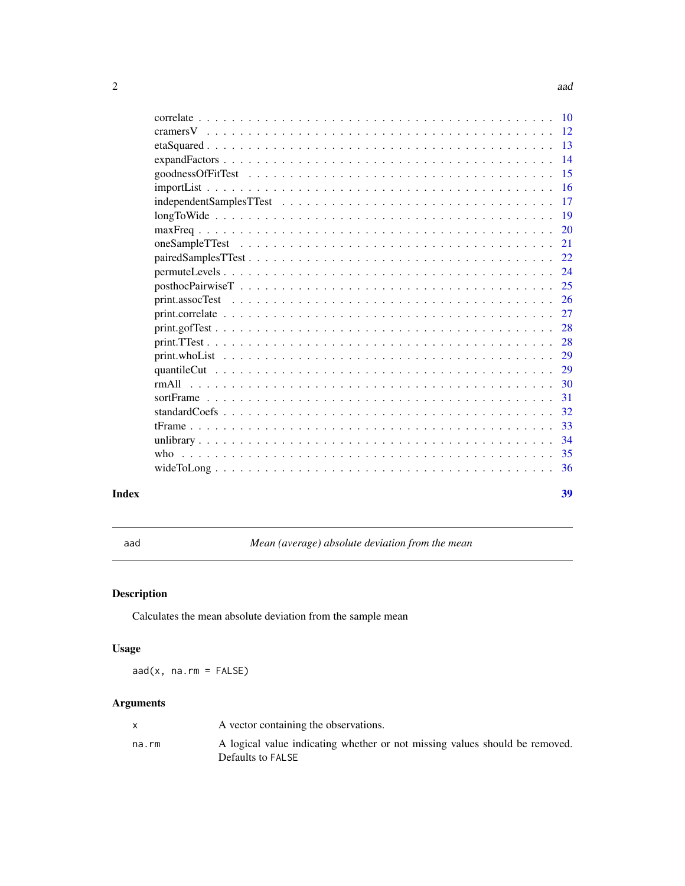correlate . . . . . . . . . . . . . . . . . . . . . . . . . . . . . . . . . . . . . . . . 10
cramersV . . . . . . . . . . . . . . . . . . . . . . . . . . . . . . . . . . . . . . . . 12
etaSquared . . . . . . . . . . . . . . . . . . . . . . . . . . . . . . . . . . . . . . . 13
expandFactors . . . . . . . . . . . . . . . . . . . . . . . . . . . . . . . . . . . . . 14
goodnessOfFitTest . . . . . . . . . . . . . . . . . . . . . . . . . . . . . . . . . . 15
importList . . . . . . . . . . . . . . . . . . . . . . . . . . . . . . . . . . . . . . . 16
independentSamplesTTest . . . . . . . . . . . . . . . . . . . . . . . . . . . . . . . 17
longToWide . . . . . . . . . . . . . . . . . . . . . . . . . . . . . . . . . . . . . . . 19
maxFreq . . . . . . . . . . . . . . . . . . . . . . . . . . . . . . . . . . . . . . . . 20
oneSampleTTest . . . . . . . . . . . . . . . . . . . . . . . . . . . . . . . . . . . . 21
pairedSamplesTTest . . . . . . . . . . . . . . . . . . . . . . . . . . . . . . . . . . 22
permuteLevels . . . . . . . . . . . . . . . . . . . . . . . . . . . . . . . . . . . . . 24
posthocPairwiseT . . . . . . . . . . . . . . . . . . . . . . . . . . . . . . . . . . . 25
print.assocTest . . . . . . . . . . . . . . . . . . . . . . . . . . . . . . . . . . . . 26
print.correlate . . . . . . . . . . . . . . . . . . . . . . . . . . . . . . . . . . . . 27
print.gofTest . . . . . . . . . . . . . . . . . . . . . . . . . . . . . . . . . . . . . 28
print.TTest . . . . . . . . . . . . . . . . . . . . . . . . . . . . . . . . . . . . . . 28
print.whoList . . . . . . . . . . . . . . . . . . . . . . . . . . . . . . . . . . . . . 29
quantileCut . . . . . . . . . . . . . . . . . . . . . . . . . . . . . . . . . . . . . . 29
rmAll . . . . . . . . . . . . . . . . . . . . . . . . . . . . . . . . . . . . . . . . . 30
sortFrame . . . . . . . . . . . . . . . . . . . . . . . . . . . . . . . . . . . . . . . 31
standardCoefs . . . . . . . . . . . . . . . . . . . . . . . . . . . . . . . . . . . . . 32
tFrame . . . . . . . . . . . . . . . . . . . . . . . . . . . . . . . . . . . . . . . . 33
unlibrary . . . . . . . . . . . . . . . . . . . . . . . . . . . . . . . . . . . . . . . 34
who . . . . . . . . . . . . . . . . . . . . . . . . . . . . . . . . . . . . . . . . . . 35
wideToLong . . . . . . . . . . . . . . . . . . . . . . . . . . . . . . . . . . . . . . 36

**Index** 39

---

aad — *Mean (average) absolute deviation from the mean*

---

## Description

Calculates the mean absolute deviation from the sample mean

## Usage

```
aad(x, na.rm = FALSE)
```

## Arguments

| | |
|---|---|
| `x` | A vector containing the observations. |
| `na.rm` | A logical value indicating whether or not missing values should be removed. Defaults to `FALSE` |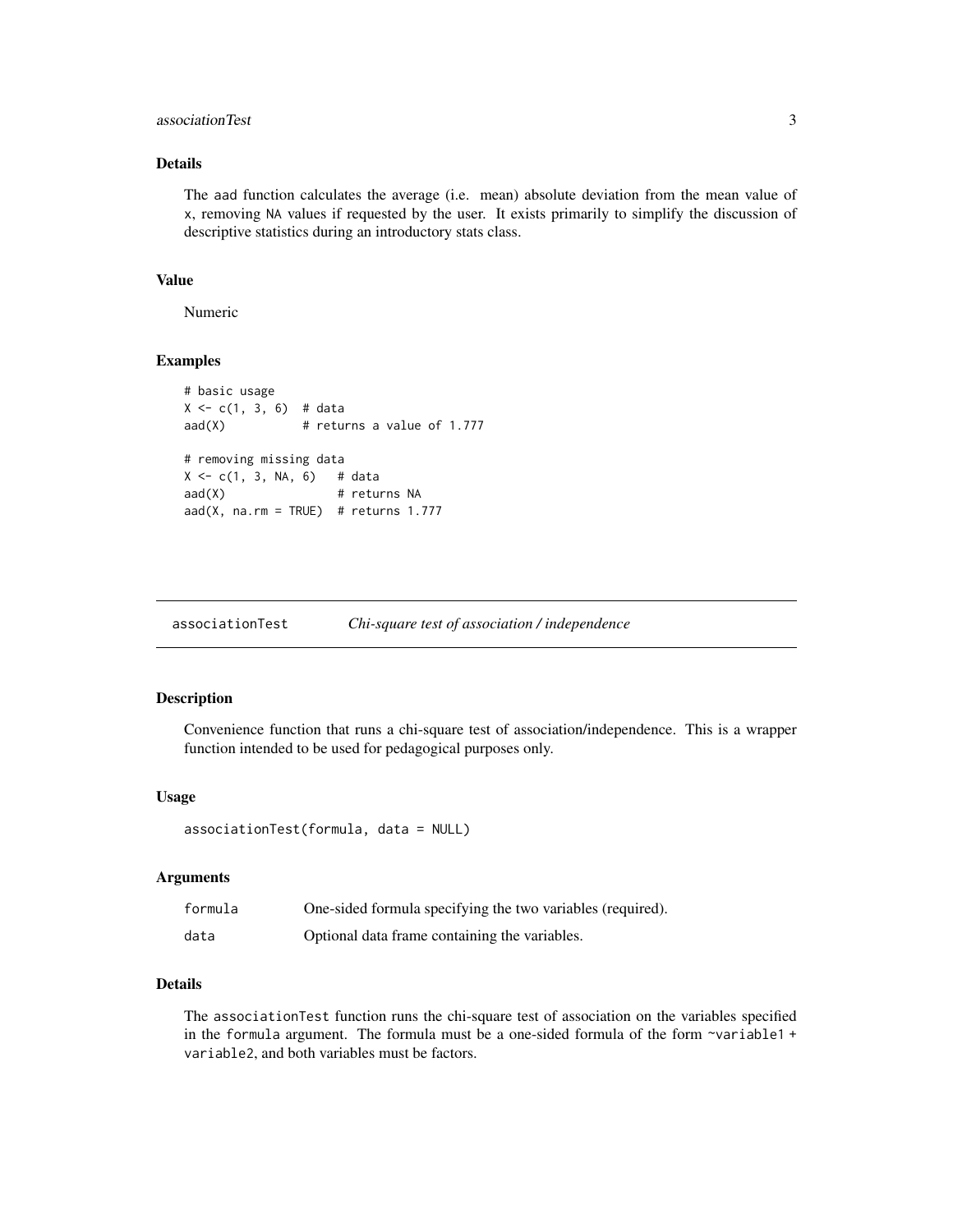## Details

The aad function calculates the average (i.e. mean) absolute deviation from the mean value of x, removing NA values if requested by the user. It exists primarily to simplify the discussion of descriptive statistics during an introductory stats class.

## Value

Numeric

## Examples

```
# basic usage
X <- c(1, 3, 6)  # data
aad(X)           # returns a value of 1.777

# removing missing data
X <- c(1, 3, NA, 6)   # data
aad(X)                # returns NA
aad(X, na.rm = TRUE)  # returns 1.777
```

---

# associationTest    *Chi-square test of association / independence*

## Description

Convenience function that runs a chi-square test of association/independence. This is a wrapper function intended to be used for pedagogical purposes only.

## Usage

```
associationTest(formula, data = NULL)
```

## Arguments

| | |
|---|---|
| formula | One-sided formula specifying the two variables (required). |
| data | Optional data frame containing the variables. |

## Details

The associationTest function runs the chi-square test of association on the variables specified in the formula argument. The formula must be a one-sided formula of the form ~variable1 + variable2, and both variables must be factors.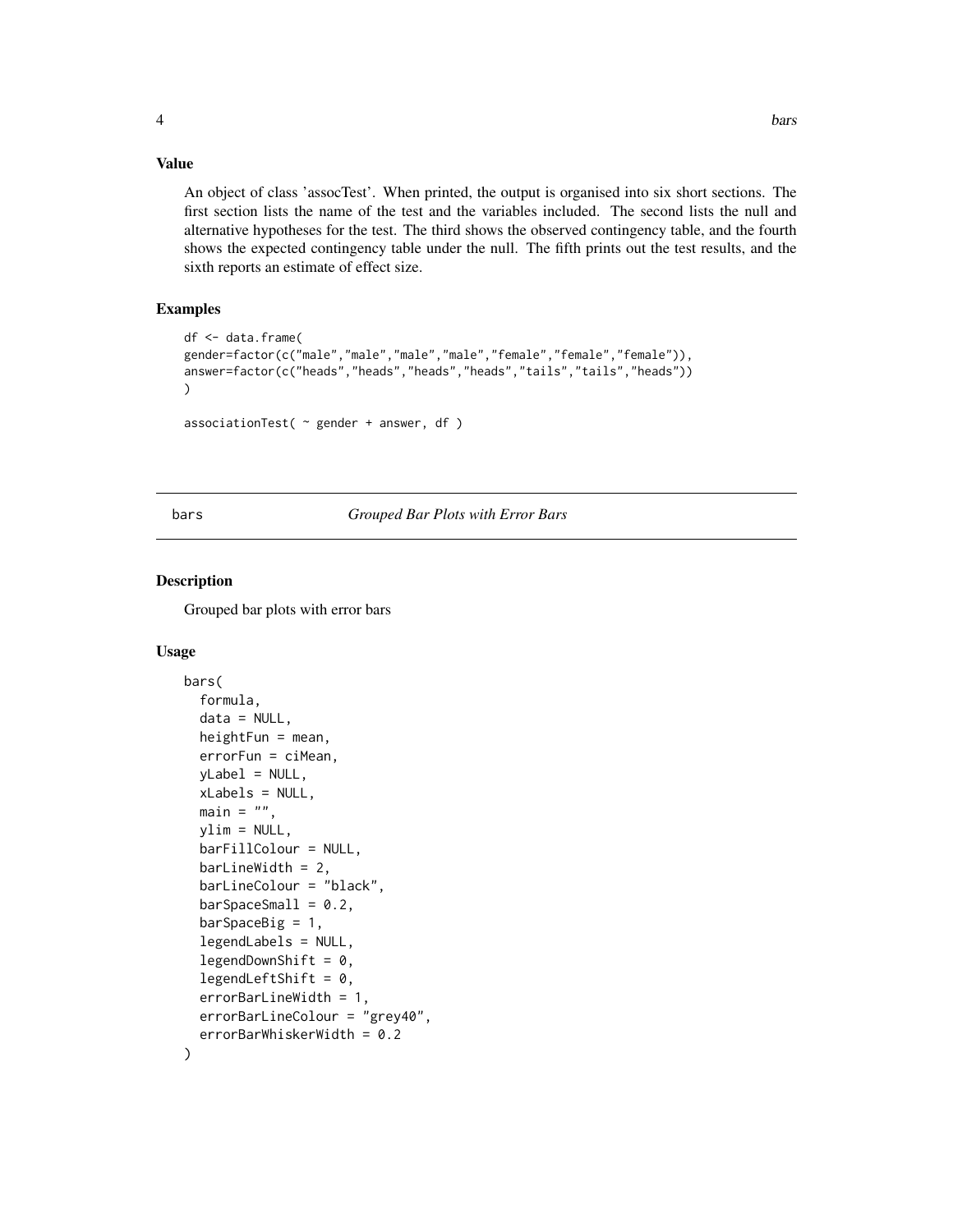## Value

An object of class 'assocTest'. When printed, the output is organised into six short sections. The first section lists the name of the test and the variables included. The second lists the null and alternative hypotheses for the test. The third shows the observed contingency table, and the fourth shows the expected contingency table under the null. The fifth prints out the test results, and the sixth reports an estimate of effect size.

## Examples

```
df <- data.frame(
gender=factor(c("male","male","male","male","female","female","female")),
answer=factor(c("heads","heads","heads","heads","tails","tails","heads"))
)

associationTest( ~ gender + answer, df )
```

---

# bars *Grouped Bar Plots with Error Bars*

---

## Description

Grouped bar plots with error bars

## Usage

```
bars(
  formula,
  data = NULL,
  heightFun = mean,
  errorFun = ciMean,
  yLabel = NULL,
  xLabels = NULL,
  main = "",
  ylim = NULL,
  barFillColour = NULL,
  barLineWidth = 2,
  barLineColour = "black",
  barSpaceSmall = 0.2,
  barSpaceBig = 1,
  legendLabels = NULL,
  legendDownShift = 0,
  legendLeftShift = 0,
  errorBarLineWidth = 1,
  errorBarLineColour = "grey40",
  errorBarWhiskerWidth = 0.2
)
```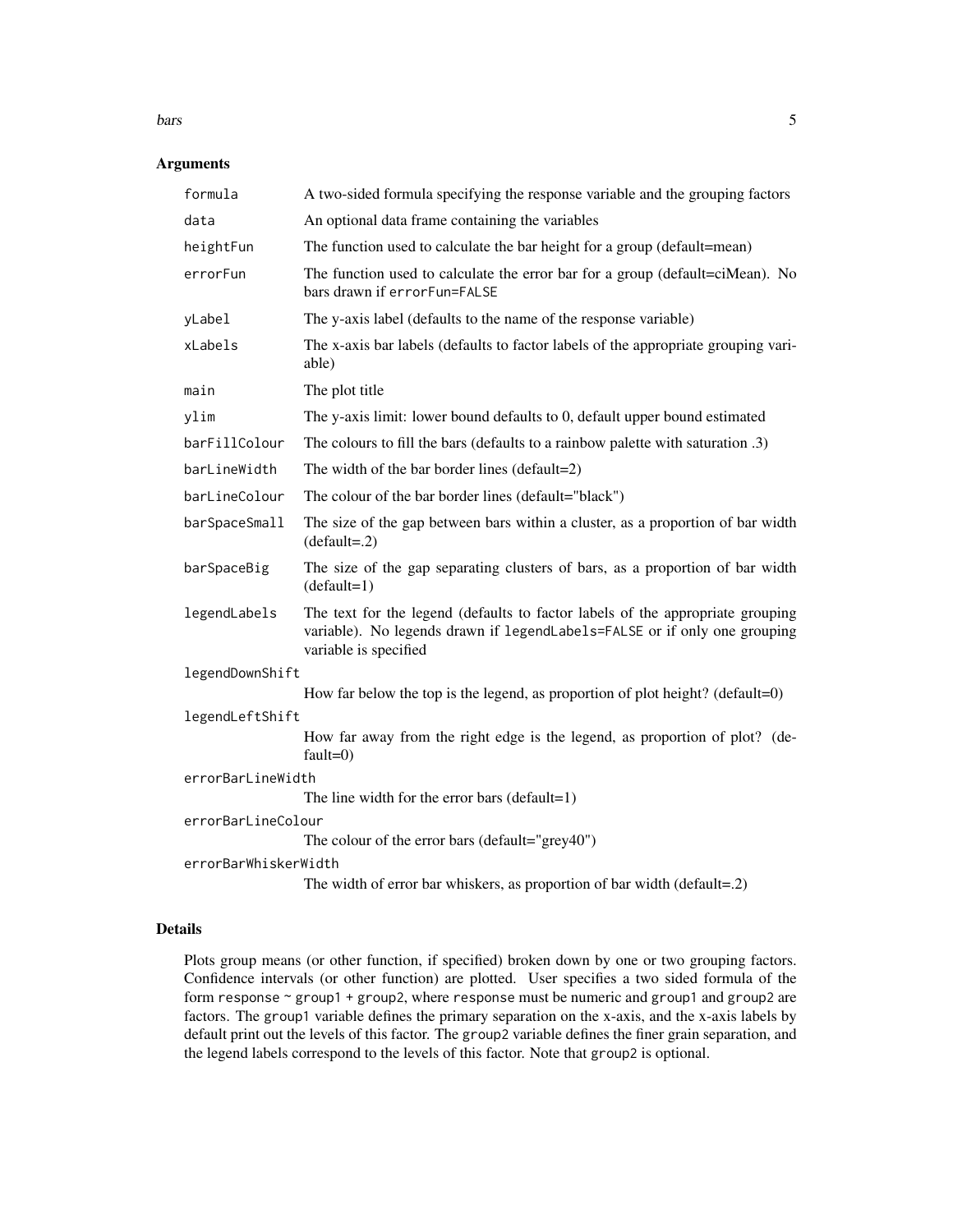## Arguments

| | |
|---|---|
| `formula` | A two-sided formula specifying the response variable and the grouping factors |
| `data` | An optional data frame containing the variables |
| `heightFun` | The function used to calculate the bar height for a group (default=mean) |
| `errorFun` | The function used to calculate the error bar for a group (default=ciMean). No bars drawn if `errorFun=FALSE` |
| `yLabel` | The y-axis label (defaults to the name of the response variable) |
| `xLabels` | The x-axis bar labels (defaults to factor labels of the appropriate grouping variable) |
| `main` | The plot title |
| `ylim` | The y-axis limit: lower bound defaults to 0, default upper bound estimated |
| `barFillColour` | The colours to fill the bars (defaults to a rainbow palette with saturation .3) |
| `barLineWidth` | The width of the bar border lines (default=2) |
| `barLineColour` | The colour of the bar border lines (default="black") |
| `barSpaceSmall` | The size of the gap between bars within a cluster, as a proportion of bar width (default=.2) |
| `barSpaceBig` | The size of the gap separating clusters of bars, as a proportion of bar width (default=1) |
| `legendLabels` | The text for the legend (defaults to factor labels of the appropriate grouping variable). No legends drawn if `legendLabels=FALSE` or if only one grouping variable is specified |
| `legendDownShift` | How far below the top is the legend, as proportion of plot height? (default=0) |
| `legendLeftShift` | How far away from the right edge is the legend, as proportion of plot? (default=0) |
| `errorBarLineWidth` | The line width for the error bars (default=1) |
| `errorBarLineColour` | The colour of the error bars (default="grey40") |
| `errorBarWhiskerWidth` | The width of error bar whiskers, as proportion of bar width (default=.2) |

## Details

Plots group means (or other function, if specified) broken down by one or two grouping factors. Confidence intervals (or other function) are plotted. User specifies a two sided formula of the form `response ~ group1 + group2`, where `response` must be numeric and `group1` and `group2` are factors. The `group1` variable defines the primary separation on the x-axis, and the x-axis labels by default print out the levels of this factor. The `group2` variable defines the finer grain separation, and the legend labels correspond to the levels of this factor. Note that `group2` is optional.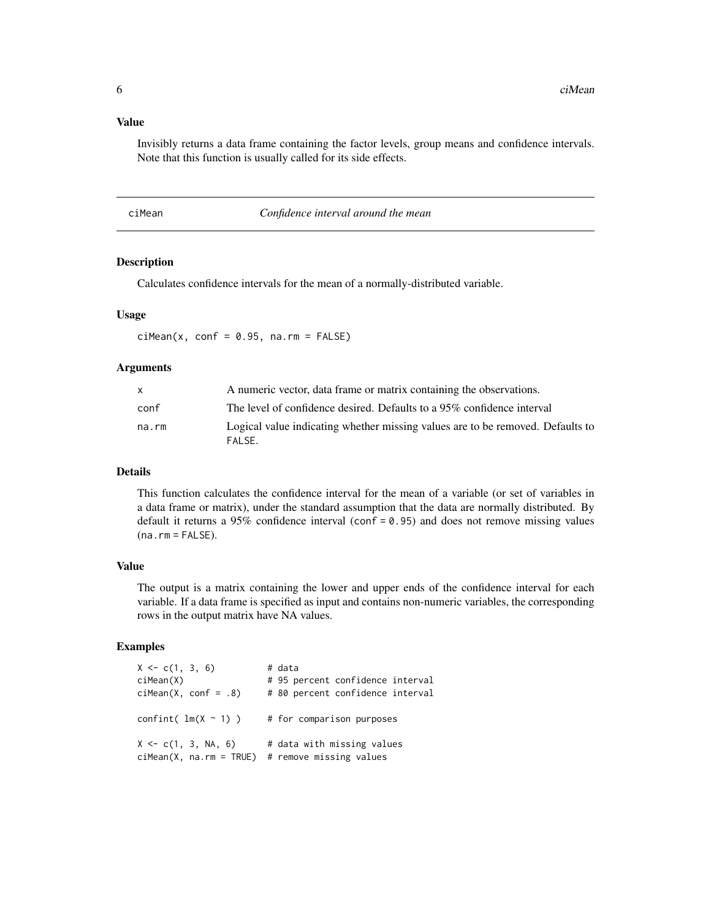### Value

Invisibly returns a data frame containing the factor levels, group means and confidence intervals. Note that this function is usually called for its side effects.

---

## ciMean — *Confidence interval around the mean*

### Description

Calculates confidence intervals for the mean of a normally-distributed variable.

### Usage

```
ciMean(x, conf = 0.95, na.rm = FALSE)
```

### Arguments

| | |
|---|---|
| `x` | A numeric vector, data frame or matrix containing the observations. |
| `conf` | The level of confidence desired. Defaults to a 95% confidence interval |
| `na.rm` | Logical value indicating whether missing values are to be removed. Defaults to `FALSE`. |

### Details

This function calculates the confidence interval for the mean of a variable (or set of variables in a data frame or matrix), under the standard assumption that the data are normally distributed. By default it returns a 95% confidence interval (`conf = 0.95`) and does not remove missing values (`na.rm = FALSE`).

### Value

The output is a matrix containing the lower and upper ends of the confidence interval for each variable. If a data frame is specified as input and contains non-numeric variables, the corresponding rows in the output matrix have NA values.

### Examples

```
X <- c(1, 3, 6)          # data
ciMean(X)                # 95 percent confidence interval
ciMean(X, conf = .8)     # 80 percent confidence interval

confint( lm(X ~ 1) )     # for comparison purposes

X <- c(1, 3, NA, 6)      # data with missing values
ciMean(X, na.rm = TRUE)  # remove missing values
```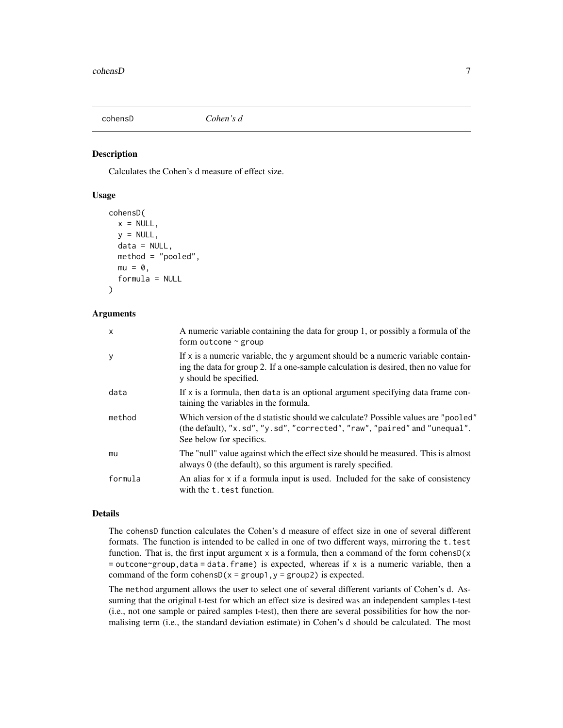## cohensD — *Cohen's d*

### Description

Calculates the Cohen's d measure of effect size.

### Usage

```
cohensD(
  x = NULL,
  y = NULL,
  data = NULL,
  method = "pooled",
  mu = 0,
  formula = NULL
)
```

### Arguments

| | |
|---|---|
| x | A numeric variable containing the data for group 1, or possibly a formula of the form outcome ~ group |
| y | If x is a numeric variable, the y argument should be a numeric variable containing the data for group 2. If a one-sample calculation is desired, then no value for y should be specified. |
| data | If x is a formula, then data is an optional argument specifying data frame containing the variables in the formula. |
| method | Which version of the d statistic should we calculate? Possible values are "pooled" (the default), "x.sd", "y.sd", "corrected", "raw", "paired" and "unequal". See below for specifics. |
| mu | The "null" value against which the effect size should be measured. This is almost always 0 (the default), so this argument is rarely specified. |
| formula | An alias for x if a formula input is used. Included for the sake of consistency with the t.test function. |

### Details

The cohensD function calculates the Cohen's d measure of effect size in one of several different formats. The function is intended to be called in one of two different ways, mirroring the t.test function. That is, the first input argument x is a formula, then a command of the form cohensD(x = outcome~group,data = data.frame) is expected, whereas if x is a numeric variable, then a command of the form cohensD(x = group1,y = group2) is expected.

The method argument allows the user to select one of several different variants of Cohen's d. Assuming that the original t-test for which an effect size is desired was an independent samples t-test (i.e., not one sample or paired samples t-test), then there are several possibilities for how the normalising term (i.e., the standard deviation estimate) in Cohen's d should be calculated. The most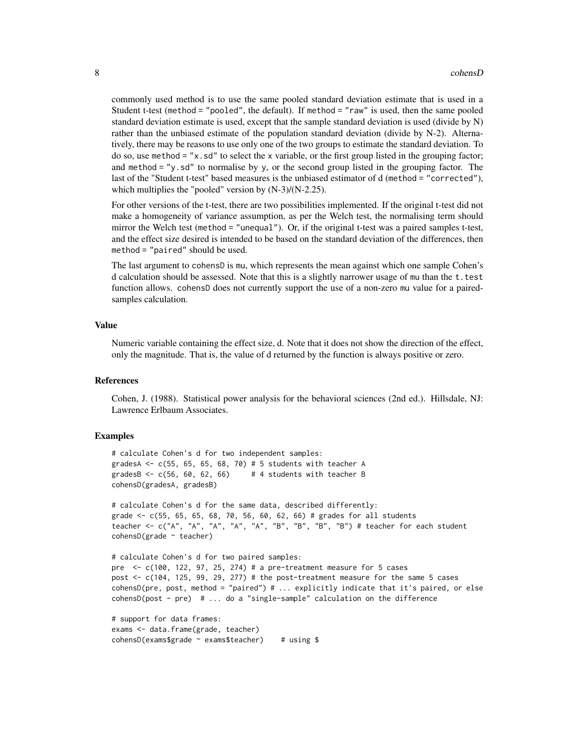commonly used method is to use the same pooled standard deviation estimate that is used in a Student t-test (`method = "pooled"`, the default). If `method = "raw"` is used, then the same pooled standard deviation estimate is used, except that the sample standard deviation is used (divide by N) rather than the unbiased estimate of the population standard deviation (divide by N-2). Alternatively, there may be reasons to use only one of the two groups to estimate the standard deviation. To do so, use `method = "x.sd"` to select the `x` variable, or the first group listed in the grouping factor; and `method = "y.sd"` to normalise by `y`, or the second group listed in the grouping factor. The last of the "Student t-test" based measures is the unbiased estimator of d (`method = "corrected"`), which multiplies the "pooled" version by (N-3)/(N-2.25).

For other versions of the t-test, there are two possibilities implemented. If the original t-test did not make a homogeneity of variance assumption, as per the Welch test, the normalising term should mirror the Welch test (`method = "unequal"`). Or, if the original t-test was a paired samples t-test, and the effect size desired is intended to be based on the standard deviation of the differences, then `method = "paired"` should be used.

The last argument to `cohensD` is `mu`, which represents the mean against which one sample Cohen's d calculation should be assessed. Note that this is a slightly narrower usage of `mu` than the `t.test` function allows. `cohensD` does not currently support the use of a non-zero `mu` value for a paired-samples calculation.

## Value

Numeric variable containing the effect size, d. Note that it does not show the direction of the effect, only the magnitude. That is, the value of d returned by the function is always positive or zero.

## References

Cohen, J. (1988). Statistical power analysis for the behavioral sciences (2nd ed.). Hillsdale, NJ: Lawrence Erlbaum Associates.

## Examples

```
# calculate Cohen's d for two independent samples:
gradesA <- c(55, 65, 65, 68, 70) # 5 students with teacher A
gradesB <- c(56, 60, 62, 66)     # 4 students with teacher B
cohensD(gradesA, gradesB)

# calculate Cohen's d for the same data, described differently:
grade <- c(55, 65, 65, 68, 70, 56, 60, 62, 66) # grades for all students
teacher <- c("A", "A", "A", "A", "A", "B", "B", "B", "B") # teacher for each student
cohensD(grade ~ teacher)

# calculate Cohen's d for two paired samples:
pre  <- c(100, 122, 97, 25, 274) # a pre-treatment measure for 5 cases
post <- c(104, 125, 99, 29, 277) # the post-treatment measure for the same 5 cases
cohensD(pre, post, method = "paired") # ... explicitly indicate that it's paired, or else
cohensD(post - pre)  # ... do a "single-sample" calculation on the difference

# support for data frames:
exams <- data.frame(grade, teacher)
cohensD(exams$grade ~ exams$teacher)    # using $
```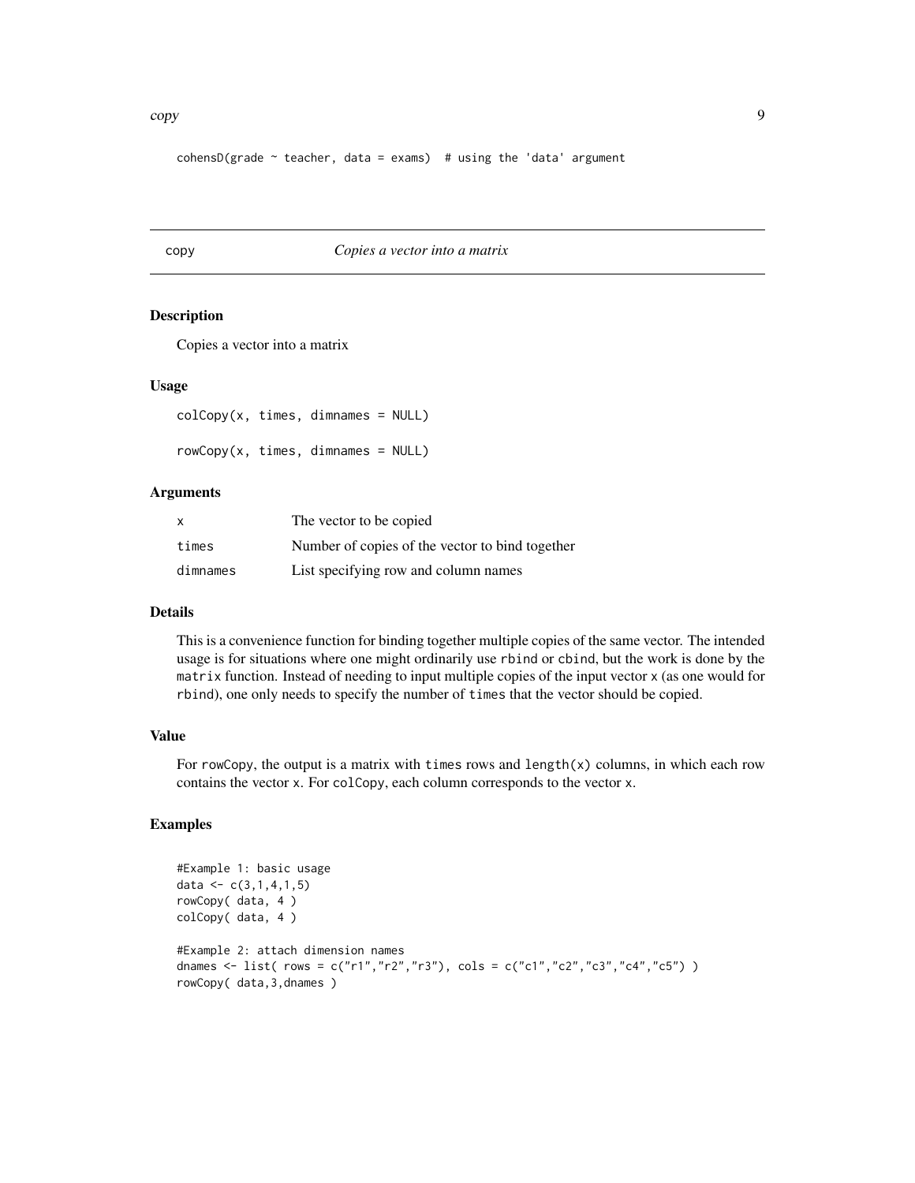```
cohensD(grade ~ teacher, data = exams)  # using the 'data' argument
```

## copy — *Copies a vector into a matrix*

### Description

Copies a vector into a matrix

### Usage

```
colCopy(x, times, dimnames = NULL)

rowCopy(x, times, dimnames = NULL)
```

### Arguments

| | |
|---|---|
| `x` | The vector to be copied |
| `times` | Number of copies of the vector to bind together |
| `dimnames` | List specifying row and column names |

### Details

This is a convenience function for binding together multiple copies of the same vector. The intended usage is for situations where one might ordinarily use `rbind` or `cbind`, but the work is done by the `matrix` function. Instead of needing to input multiple copies of the input vector `x` (as one would for `rbind`), one only needs to specify the number of `times` that the vector should be copied.

### Value

For `rowCopy`, the output is a matrix with `times` rows and `length(x)` columns, in which each row contains the vector `x`. For `colCopy`, each column corresponds to the vector `x`.

### Examples

```
#Example 1: basic usage
data <- c(3,1,4,1,5)
rowCopy( data, 4 )
colCopy( data, 4 )

#Example 2: attach dimension names
dnames <- list( rows = c("r1","r2","r3"), cols = c("c1","c2","c3","c4","c5") )
rowCopy( data,3,dnames )
```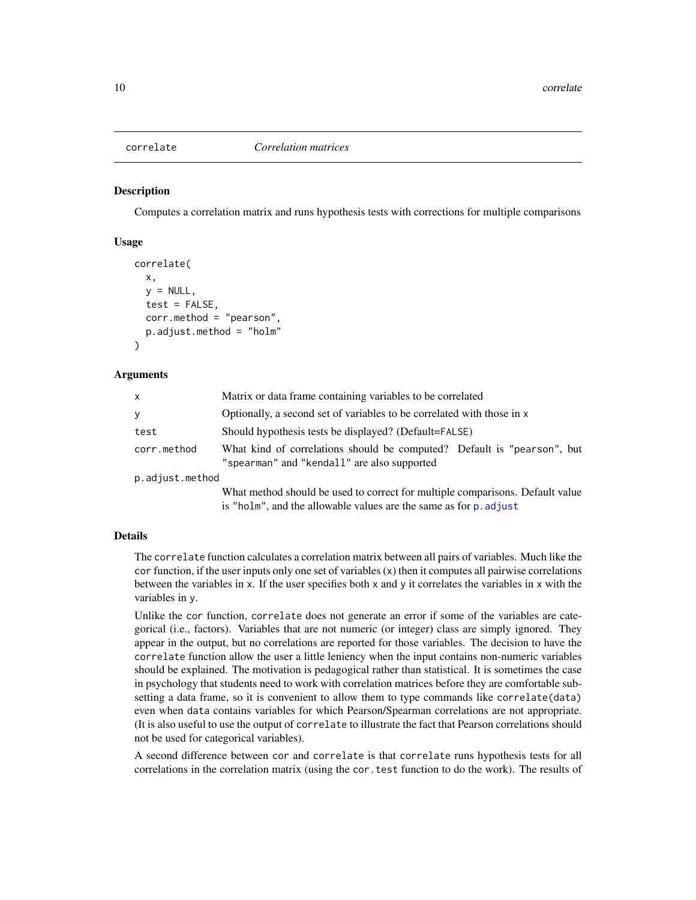## correlate *Correlation matrices*

### Description

Computes a correlation matrix and runs hypothesis tests with corrections for multiple comparisons

### Usage

```
correlate(
  x,
  y = NULL,
  test = FALSE,
  corr.method = "pearson",
  p.adjust.method = "holm"
)
```

### Arguments

| | |
|---|---|
| `x` | Matrix or data frame containing variables to be correlated |
| `y` | Optionally, a second set of variables to be correlated with those in `x` |
| `test` | Should hypothesis tests be displayed? (Default=`FALSE`) |
| `corr.method` | What kind of correlations should be computed? Default is `"pearson"`, but `"spearman"` and `"kendall"` are also supported |
| `p.adjust.method` | What method should be used to correct for multiple comparisons. Default value is `"holm"`, and the allowable values are the same as for `p.adjust` |

### Details

The `correlate` function calculates a correlation matrix between all pairs of variables. Much like the `cor` function, if the user inputs only one set of variables (`x`) then it computes all pairwise correlations between the variables in `x`. If the user specifies both `x` and `y` it correlates the variables in `x` with the variables in `y`.

Unlike the `cor` function, `correlate` does not generate an error if some of the variables are categorical (i.e., factors). Variables that are not numeric (or integer) class are simply ignored. They appear in the output, but no correlations are reported for those variables. The decision to have the `correlate` function allow the user a little leniency when the input contains non-numeric variables should be explained. The motivation is pedagogical rather than statistical. It is sometimes the case in psychology that students need to work with correlation matrices before they are comfortable subsetting a data frame, so it is convenient to allow them to type commands like `correlate(data)` even when `data` contains variables for which Pearson/Spearman correlations are not appropriate. (It is also useful to use the output of `correlate` to illustrate the fact that Pearson correlations should not be used for categorical variables).

A second difference between `cor` and `correlate` is that `correlate` runs hypothesis tests for all correlations in the correlation matrix (using the `cor.test` function to do the work). The results of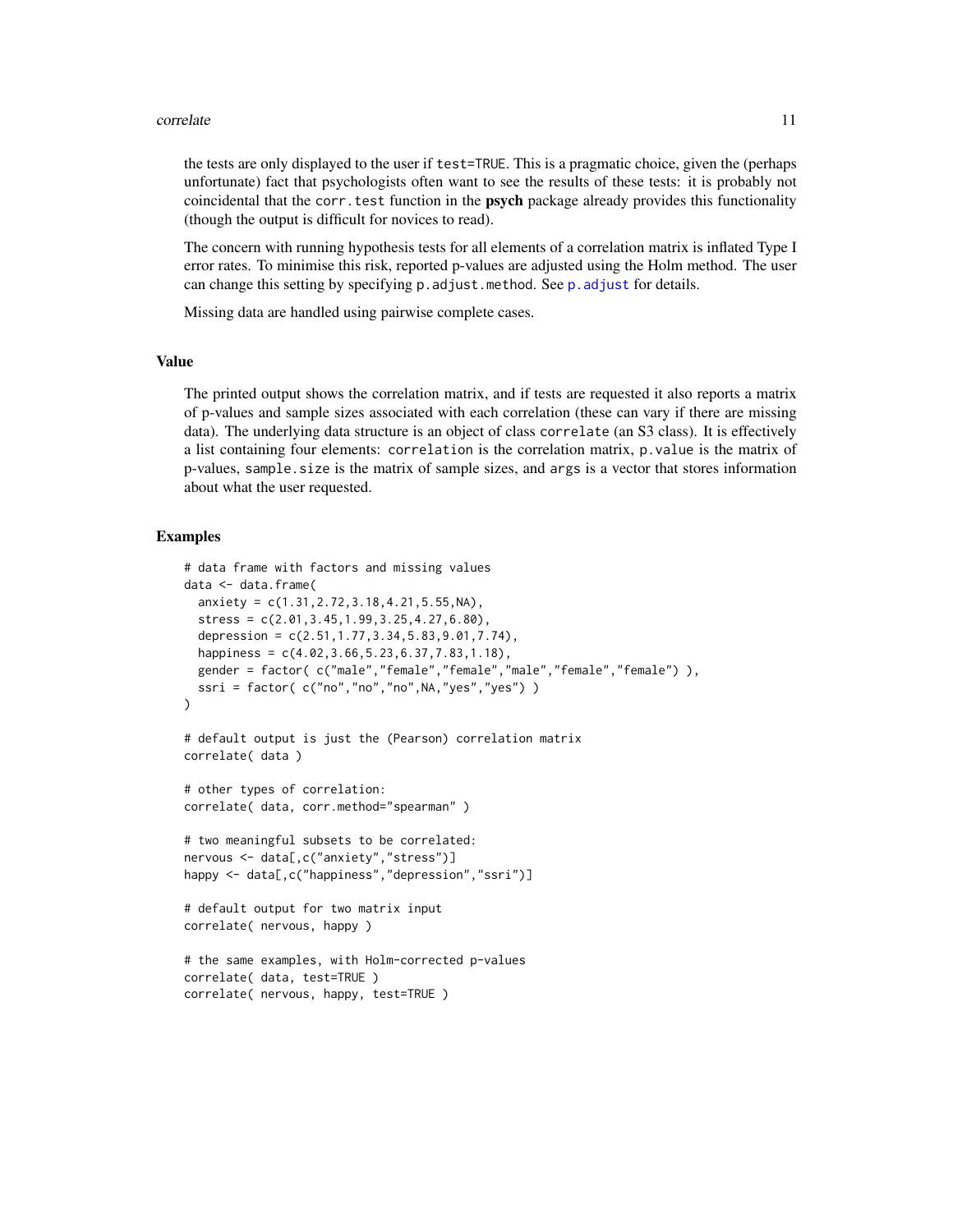the tests are only displayed to the user if `test=TRUE`. This is a pragmatic choice, given the (perhaps unfortunate) fact that psychologists often want to see the results of these tests: it is probably not coincidental that the `corr.test` function in the **psych** package already provides this functionality (though the output is difficult for novices to read).

The concern with running hypothesis tests for all elements of a correlation matrix is inflated Type I error rates. To minimise this risk, reported p-values are adjusted using the Holm method. The user can change this setting by specifying `p.adjust.method`. See `p.adjust` for details.

Missing data are handled using pairwise complete cases.

## Value

The printed output shows the correlation matrix, and if tests are requested it also reports a matrix of p-values and sample sizes associated with each correlation (these can vary if there are missing data). The underlying data structure is an object of class `correlate` (an S3 class). It is effectively a list containing four elements: `correlation` is the correlation matrix, `p.value` is the matrix of p-values, `sample.size` is the matrix of sample sizes, and `args` is a vector that stores information about what the user requested.

## Examples

```
# data frame with factors and missing values
data <- data.frame(
  anxiety = c(1.31,2.72,3.18,4.21,5.55,NA),
  stress = c(2.01,3.45,1.99,3.25,4.27,6.80),
  depression = c(2.51,1.77,3.34,5.83,9.01,7.74),
  happiness = c(4.02,3.66,5.23,6.37,7.83,1.18),
  gender = factor( c("male","female","female","male","female","female") ),
  ssri = factor( c("no","no","no",NA,"yes","yes") )
)

# default output is just the (Pearson) correlation matrix
correlate( data )

# other types of correlation:
correlate( data, corr.method="spearman" )

# two meaningful subsets to be correlated:
nervous <- data[,c("anxiety","stress")]
happy <- data[,c("happiness","depression","ssri")]

# default output for two matrix input
correlate( nervous, happy )

# the same examples, with Holm-corrected p-values
correlate( data, test=TRUE )
correlate( nervous, happy, test=TRUE )
```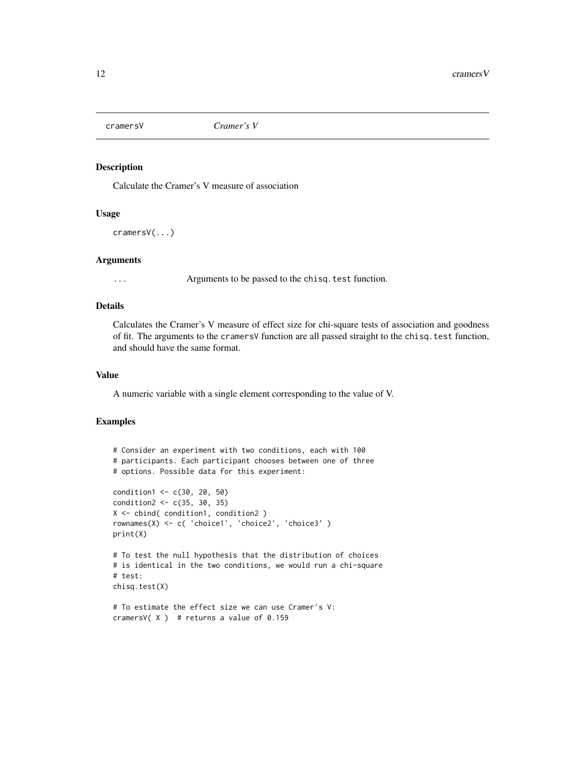# cramersV — *Cramer's V*

## Description

Calculate the Cramer's V measure of association

## Usage

```
cramersV(...)
```

## Arguments

| | |
|---|---|
| `...` | Arguments to be passed to the `chisq.test` function. |

## Details

Calculates the Cramer's V measure of effect size for chi-square tests of association and goodness of fit. The arguments to the `cramersV` function are all passed straight to the `chisq.test` function, and should have the same format.

## Value

A numeric variable with a single element corresponding to the value of V.

## Examples

```
# Consider an experiment with two conditions, each with 100
# participants. Each participant chooses between one of three
# options. Possible data for this experiment:

condition1 <- c(30, 20, 50)
condition2 <- c(35, 30, 35)
X <- cbind( condition1, condition2 )
rownames(X) <- c( 'choice1', 'choice2', 'choice3' )
print(X)

# To test the null hypothesis that the distribution of choices
# is identical in the two conditions, we would run a chi-square
# test:
chisq.test(X)

# To estimate the effect size we can use Cramer's V:
cramersV( X )  # returns a value of 0.159
```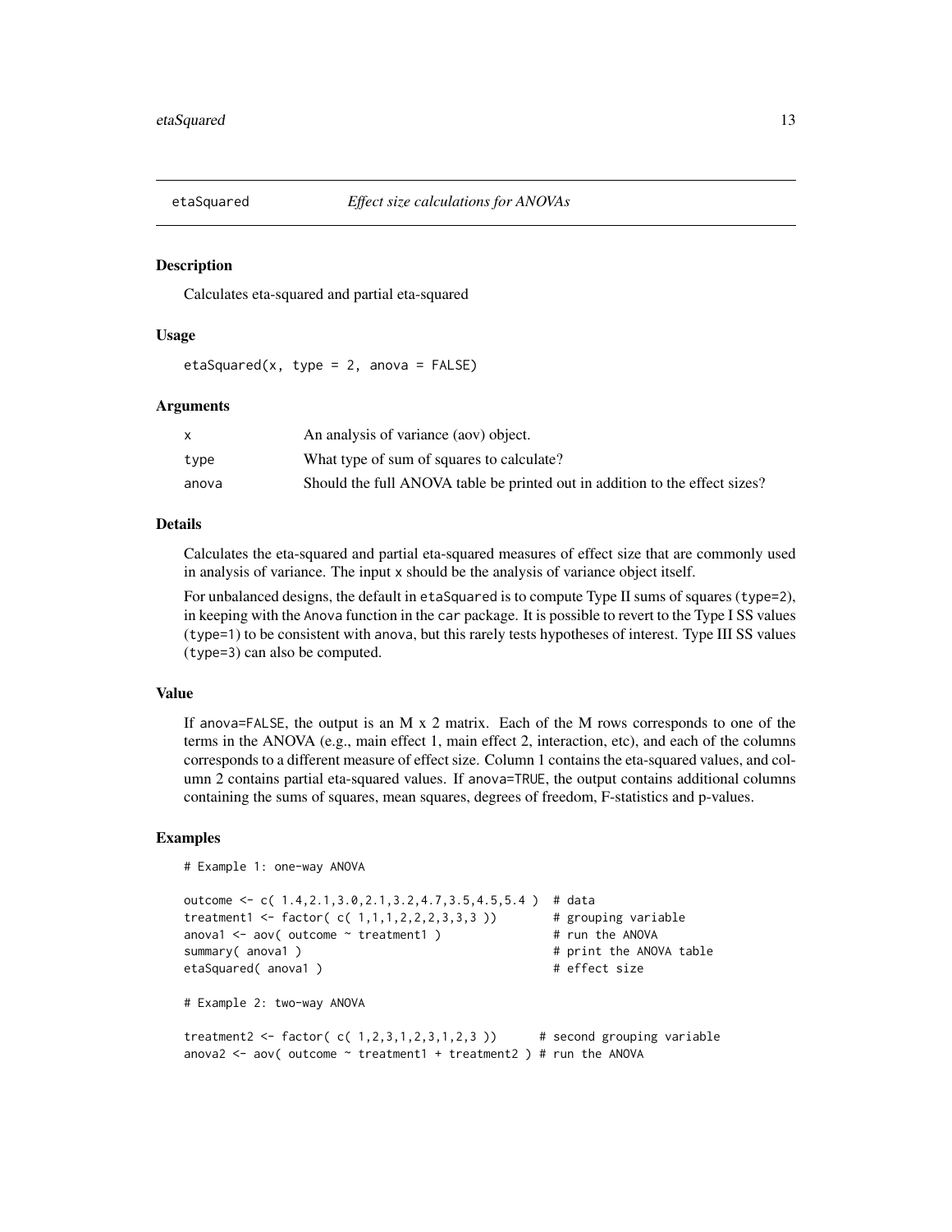etaSquared *Effect size calculations for ANOVAs*

### Description

Calculates eta-squared and partial eta-squared

### Usage

```
etaSquared(x, type = 2, anova = FALSE)
```

### Arguments

| | |
|---|---|
| x | An analysis of variance (aov) object. |
| type | What type of sum of squares to calculate? |
| anova | Should the full ANOVA table be printed out in addition to the effect sizes? |

### Details

Calculates the eta-squared and partial eta-squared measures of effect size that are commonly used in analysis of variance. The input x should be the analysis of variance object itself.

For unbalanced designs, the default in etaSquared is to compute Type II sums of squares (type=2), in keeping with the Anova function in the car package. It is possible to revert to the Type I SS values (type=1) to be consistent with anova, but this rarely tests hypotheses of interest. Type III SS values (type=3) can also be computed.

### Value

If anova=FALSE, the output is an M x 2 matrix. Each of the M rows corresponds to one of the terms in the ANOVA (e.g., main effect 1, main effect 2, interaction, etc), and each of the columns corresponds to a different measure of effect size. Column 1 contains the eta-squared values, and column 2 contains partial eta-squared values. If anova=TRUE, the output contains additional columns containing the sums of squares, mean squares, degrees of freedom, F-statistics and p-values.

### Examples

```
# Example 1: one-way ANOVA

outcome <- c( 1.4,2.1,3.0,2.1,3.2,4.7,3.5,4.5,5.4 )  # data
treatment1 <- factor( c( 1,1,1,2,2,2,3,3,3 ))        # grouping variable
anova1 <- aov( outcome ~ treatment1 )                # run the ANOVA
summary( anova1 )                                    # print the ANOVA table
etaSquared( anova1 )                                 # effect size

# Example 2: two-way ANOVA

treatment2 <- factor( c( 1,2,3,1,2,3,1,2,3 ))      # second grouping variable
anova2 <- aov( outcome ~ treatment1 + treatment2 ) # run the ANOVA
```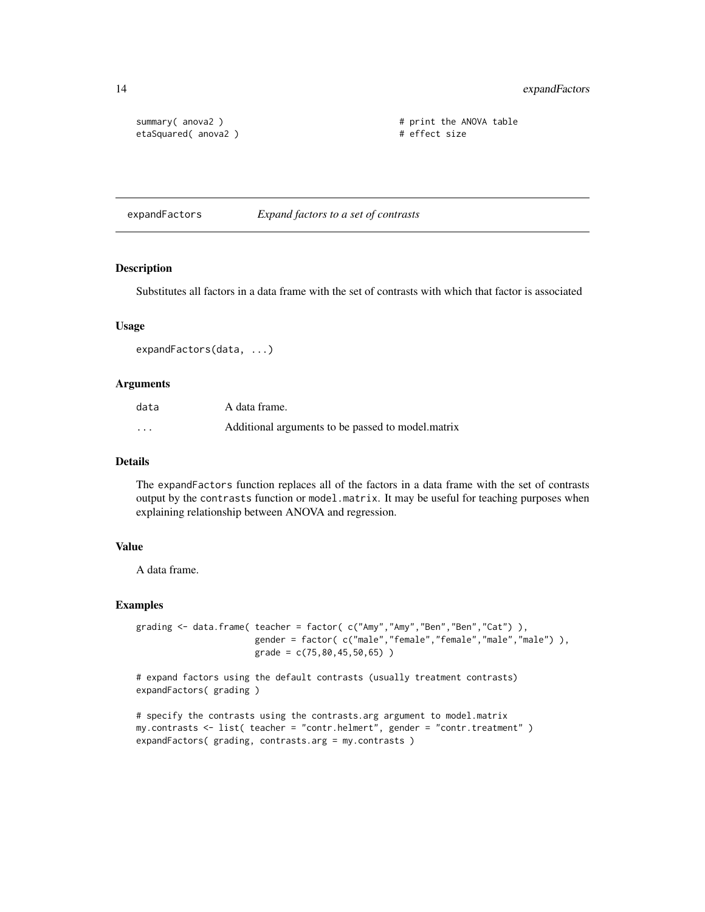```
summary( anova2 )                              # print the ANOVA table
etaSquared( anova2 )                           # effect size
```

## expandFactors *Expand factors to a set of contrasts*

### Description

Substitutes all factors in a data frame with the set of contrasts with which that factor is associated

### Usage

```
expandFactors(data, ...)
```

### Arguments

| | |
|---|---|
| data | A data frame. |
| ... | Additional arguments to be passed to model.matrix |

### Details

The `expandFactors` function replaces all of the factors in a data frame with the set of contrasts output by the `contrasts` function or `model.matrix`. It may be useful for teaching purposes when explaining relationship between ANOVA and regression.

### Value

A data frame.

### Examples

```
grading <- data.frame( teacher = factor( c("Amy","Amy","Ben","Ben","Cat") ),
                       gender = factor( c("male","female","female","male","male") ),
                       grade = c(75,80,45,50,65) )

# expand factors using the default contrasts (usually treatment contrasts)
expandFactors( grading )

# specify the contrasts using the contrasts.arg argument to model.matrix
my.contrasts <- list( teacher = "contr.helmert", gender = "contr.treatment" )
expandFactors( grading, contrasts.arg = my.contrasts )
```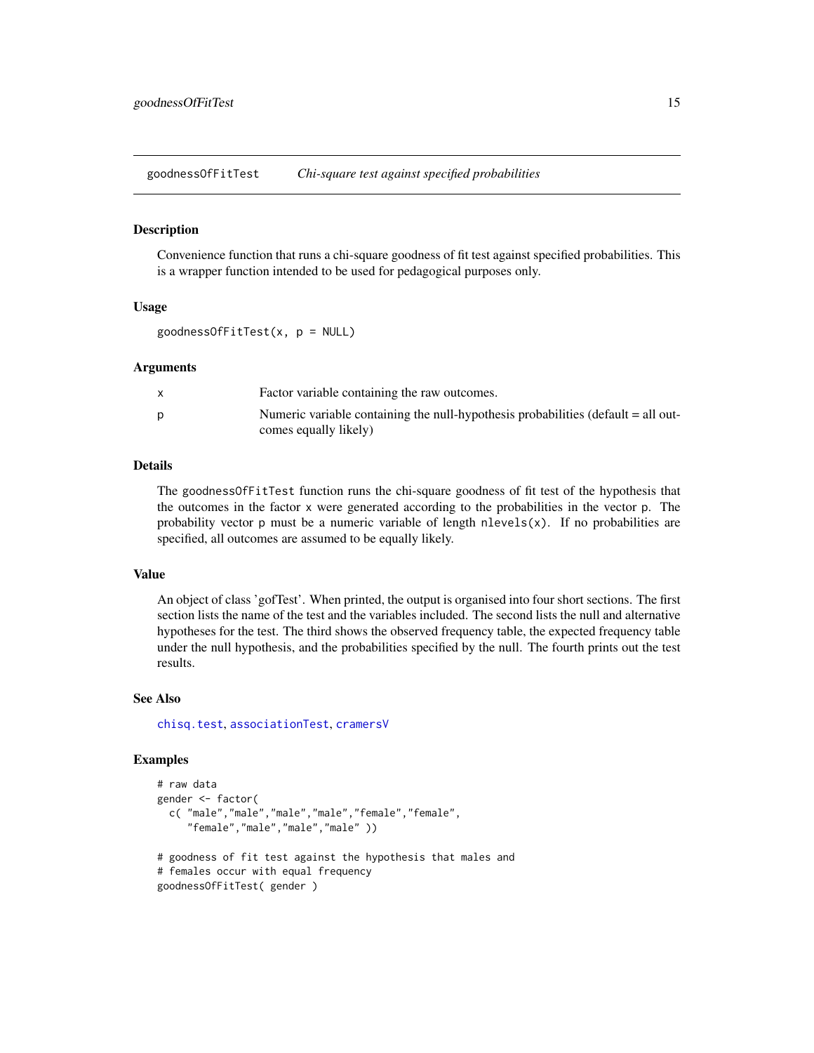## goodnessOfFitTest — *Chi-square test against specified probabilities*

### Description

Convenience function that runs a chi-square goodness of fit test against specified probabilities. This is a wrapper function intended to be used for pedagogical purposes only.

### Usage

```
goodnessOfFitTest(x, p = NULL)
```

### Arguments

| | |
|---|---|
| x | Factor variable containing the raw outcomes. |
| p | Numeric variable containing the null-hypothesis probabilities (default = all outcomes equally likely) |

### Details

The `goodnessOfFitTest` function runs the chi-square goodness of fit test of the hypothesis that the outcomes in the factor `x` were generated according to the probabilities in the vector `p`. The probability vector `p` must be a numeric variable of length `nlevels(x)`. If no probabilities are specified, all outcomes are assumed to be equally likely.

### Value

An object of class 'gofTest'. When printed, the output is organised into four short sections. The first section lists the name of the test and the variables included. The second lists the null and alternative hypotheses for the test. The third shows the observed frequency table, the expected frequency table under the null hypothesis, and the probabilities specified by the null. The fourth prints out the test results.

### See Also

`chisq.test`, `associationTest`, `cramersV`

### Examples

```
# raw data
gender <- factor(
  c( "male","male","male","male","female","female",
     "female","male","male","male" ))

# goodness of fit test against the hypothesis that males and
# females occur with equal frequency
goodnessOfFitTest( gender )
```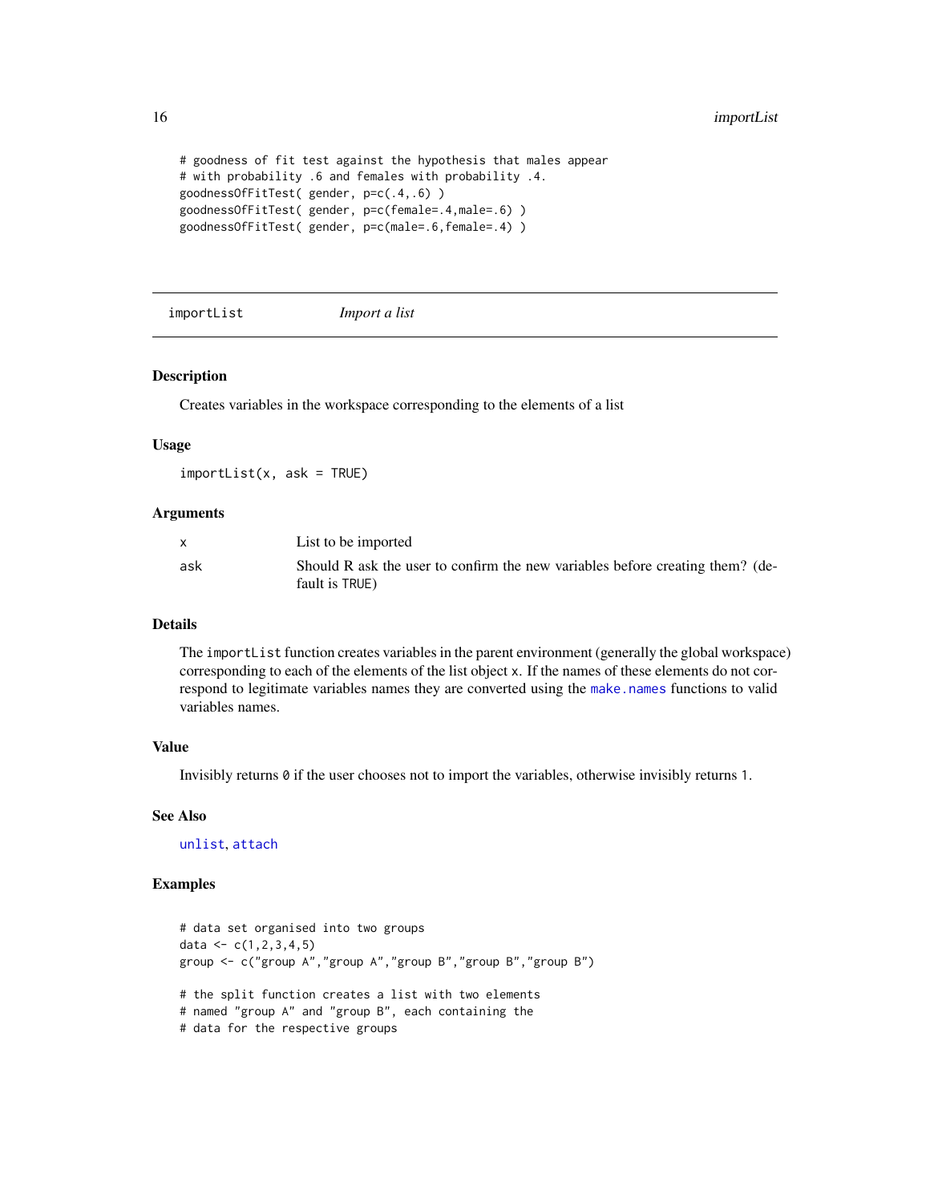```
# goodness of fit test against the hypothesis that males appear
# with probability .6 and females with probability .4.
goodnessOfFitTest( gender, p=c(.4,.6) )
goodnessOfFitTest( gender, p=c(female=.4,male=.6) )
goodnessOfFitTest( gender, p=c(male=.6,female=.4) )
```

---

## importList — *Import a list*

### Description

Creates variables in the workspace corresponding to the elements of a list

### Usage

```
importList(x, ask = TRUE)
```

### Arguments

| | |
|---|---|
| x | List to be imported |
| ask | Should R ask the user to confirm the new variables before creating them? (default is TRUE) |

### Details

The importList function creates variables in the parent environment (generally the global workspace) corresponding to each of the elements of the list object x. If the names of these elements do not correspond to legitimate variables names they are converted using the make.names functions to valid variables names.

### Value

Invisibly returns 0 if the user chooses not to import the variables, otherwise invisibly returns 1.

### See Also

unlist, attach

### Examples

```
# data set organised into two groups
data <- c(1,2,3,4,5)
group <- c("group A","group A","group B","group B","group B")

# the split function creates a list with two elements
# named "group A" and "group B", each containing the
# data for the respective groups
```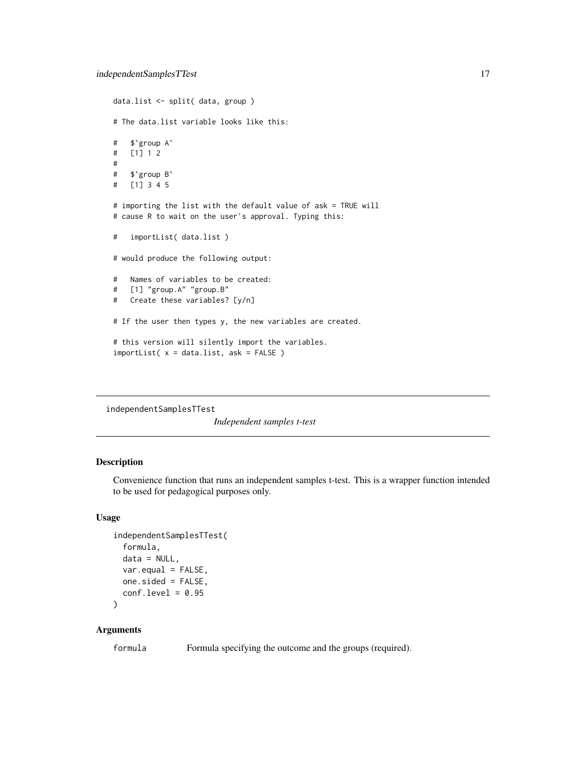```
data.list <- split( data, group )

# The data.list variable looks like this:

#   $`group A`
#   [1] 1 2
#
#   $`group B`
#   [1] 3 4 5

# importing the list with the default value of ask = TRUE will
# cause R to wait on the user's approval. Typing this:

#   importList( data.list )

# would produce the following output:

#   Names of variables to be created:
#   [1] "group.A" "group.B"
#   Create these variables? [y/n]

# If the user then types y, the new variables are created.

# this version will silently import the variables.
importList( x = data.list, ask = FALSE )
```

---

## independentSamplesTTest

*Independent samples t-test*

### Description

Convenience function that runs an independent samples t-test. This is a wrapper function intended to be used for pedagogical purposes only.

### Usage

```
independentSamplesTTest(
  formula,
  data = NULL,
  var.equal = FALSE,
  one.sided = FALSE,
  conf.level = 0.95
)
```

### Arguments

| | |
|---|---|
| `formula` | Formula specifying the outcome and the groups (required). |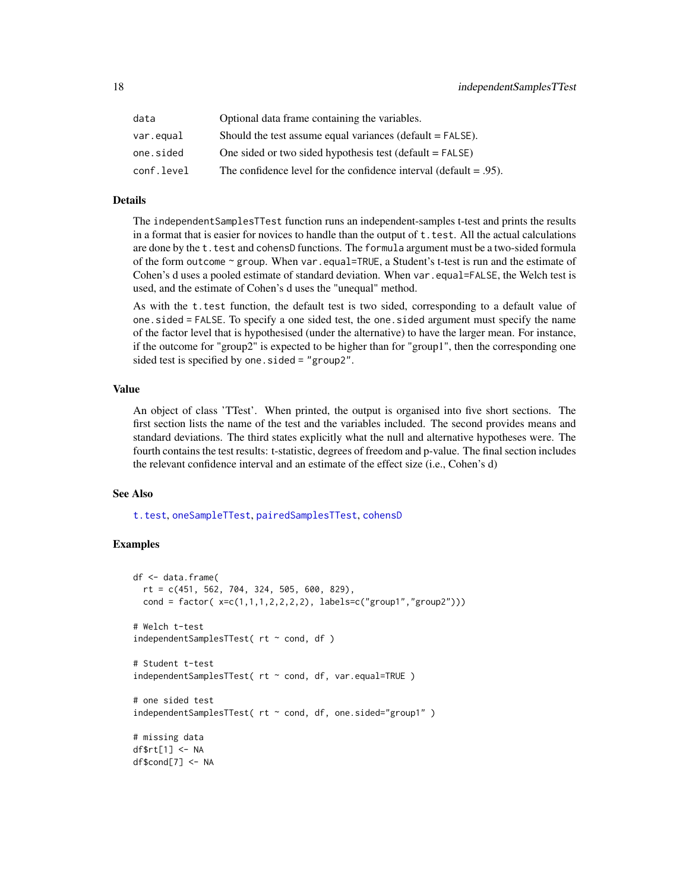| | |
|---|---|
| data | Optional data frame containing the variables. |
| var.equal | Should the test assume equal variances (default = FALSE). |
| one.sided | One sided or two sided hypothesis test (default = FALSE) |
| conf.level | The confidence level for the confidence interval (default = .95). |

## Details

The independentSamplesTTest function runs an independent-samples t-test and prints the results in a format that is easier for novices to handle than the output of t.test. All the actual calculations are done by the t.test and cohensD functions. The formula argument must be a two-sided formula of the form outcome ~ group. When var.equal=TRUE, a Student's t-test is run and the estimate of Cohen's d uses a pooled estimate of standard deviation. When var.equal=FALSE, the Welch test is used, and the estimate of Cohen's d uses the "unequal" method.

As with the t.test function, the default test is two sided, corresponding to a default value of one.sided = FALSE. To specify a one sided test, the one.sided argument must specify the name of the factor level that is hypothesised (under the alternative) to have the larger mean. For instance, if the outcome for "group2" is expected to be higher than for "group1", then the corresponding one sided test is specified by one.sided = "group2".

## Value

An object of class 'TTest'. When printed, the output is organised into five short sections. The first section lists the name of the test and the variables included. The second provides means and standard deviations. The third states explicitly what the null and alternative hypotheses were. The fourth contains the test results: t-statistic, degrees of freedom and p-value. The final section includes the relevant confidence interval and an estimate of the effect size (i.e., Cohen's d)

## See Also

t.test, oneSampleTTest, pairedSamplesTTest, cohensD

## Examples

```
df <- data.frame(
  rt = c(451, 562, 704, 324, 505, 600, 829),
  cond = factor( x=c(1,1,1,2,2,2,2), labels=c("group1","group2")))

# Welch t-test
independentSamplesTTest( rt ~ cond, df )

# Student t-test
independentSamplesTTest( rt ~ cond, df, var.equal=TRUE )

# one sided test
independentSamplesTTest( rt ~ cond, df, one.sided="group1" )

# missing data
df$rt[1] <- NA
df$cond[7] <- NA
```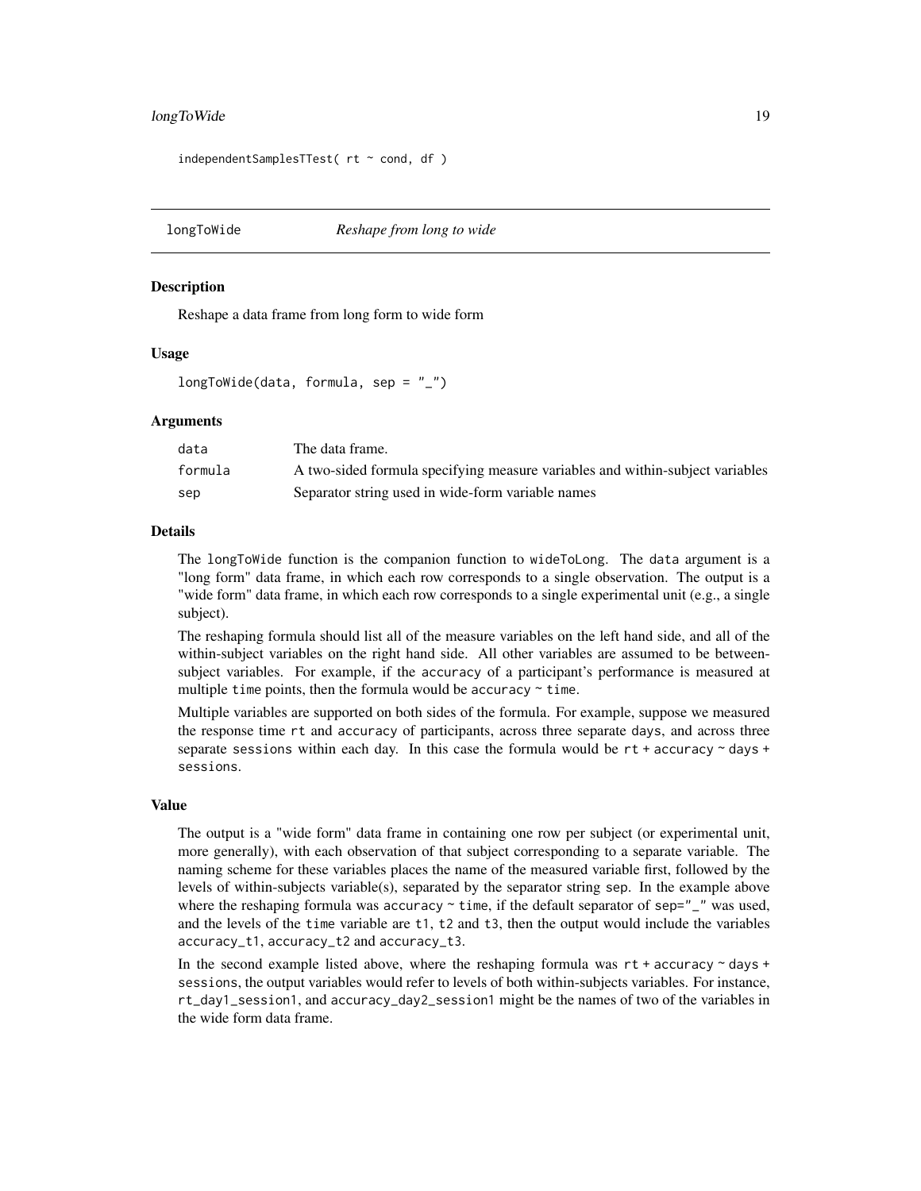```
independentSamplesTTest( rt ~ cond, df )
```

## longToWide *Reshape from long to wide*

### Description

Reshape a data frame from long form to wide form

### Usage

```
longToWide(data, formula, sep = "_")
```

### Arguments

| | |
|---|---|
| data | The data frame. |
| formula | A two-sided formula specifying measure variables and within-subject variables |
| sep | Separator string used in wide-form variable names |

### Details

The `longToWide` function is the companion function to `wideToLong`. The `data` argument is a "long form" data frame, in which each row corresponds to a single observation. The output is a "wide form" data frame, in which each row corresponds to a single experimental unit (e.g., a single subject).

The reshaping formula should list all of the measure variables on the left hand side, and all of the within-subject variables on the right hand side. All other variables are assumed to be between-subject variables. For example, if the `accuracy` of a participant's performance is measured at multiple `time` points, then the formula would be `accuracy ~ time`.

Multiple variables are supported on both sides of the formula. For example, suppose we measured the response time `rt` and `accuracy` of participants, across three separate `days`, and across three separate `sessions` within each day. In this case the formula would be `rt + accuracy ~ days + sessions`.

### Value

The output is a "wide form" data frame in containing one row per subject (or experimental unit, more generally), with each observation of that subject corresponding to a separate variable. The naming scheme for these variables places the name of the measured variable first, followed by the levels of within-subjects variable(s), separated by the separator string `sep`. In the example above where the reshaping formula was `accuracy ~ time`, if the default separator of `sep="_"` was used, and the levels of the `time` variable are `t1`, `t2` and `t3`, then the output would include the variables `accuracy_t1`, `accuracy_t2` and `accuracy_t3`.

In the second example listed above, where the reshaping formula was `rt + accuracy ~ days + sessions`, the output variables would refer to levels of both within-subjects variables. For instance, `rt_day1_session1`, and `accuracy_day2_session1` might be the names of two of the variables in the wide form data frame.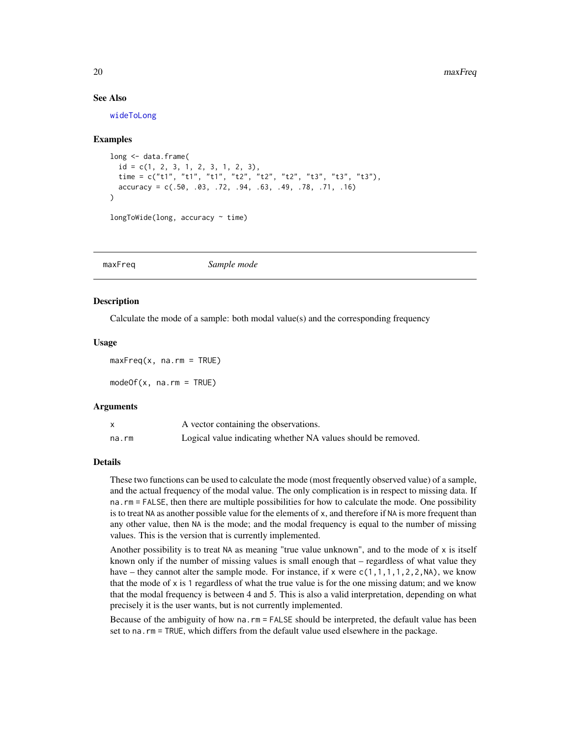### See Also

wideToLong

### Examples

```
long <- data.frame(
  id = c(1, 2, 3, 1, 2, 3, 1, 2, 3),
  time = c("t1", "t1", "t1", "t2", "t2", "t2", "t3", "t3", "t3"),
  accuracy = c(.50, .03, .72, .94, .63, .49, .78, .71, .16)
)

longToWide(long, accuracy ~ time)
```

---

## maxFreq — *Sample mode*

### Description

Calculate the mode of a sample: both modal value(s) and the corresponding frequency

### Usage

```
maxFreq(x, na.rm = TRUE)

modeOf(x, na.rm = TRUE)
```

### Arguments

| | |
|---|---|
| x | A vector containing the observations. |
| na.rm | Logical value indicating whether NA values should be removed. |

### Details

These two functions can be used to calculate the mode (most frequently observed value) of a sample, and the actual frequency of the modal value. The only complication is in respect to missing data. If `na.rm = FALSE`, then there are multiple possibilities for how to calculate the mode. One possibility is to treat `NA` as another possible value for the elements of `x`, and therefore if `NA` is more frequent than any other value, then `NA` is the mode; and the modal frequency is equal to the number of missing values. This is the version that is currently implemented.

Another possibility is to treat `NA` as meaning "true value unknown", and to the mode of `x` is itself known only if the number of missing values is small enough that – regardless of what value they have – they cannot alter the sample mode. For instance, if `x` were `c(1,1,1,1,2,2,NA)`, we know that the mode of `x` is `1` regardless of what the true value is for the one missing datum; and we know that the modal frequency is between 4 and 5. This is also a valid interpretation, depending on what precisely it is the user wants, but is not currently implemented.

Because of the ambiguity of how `na.rm = FALSE` should be interpreted, the default value has been set to `na.rm = TRUE`, which differs from the default value used elsewhere in the package.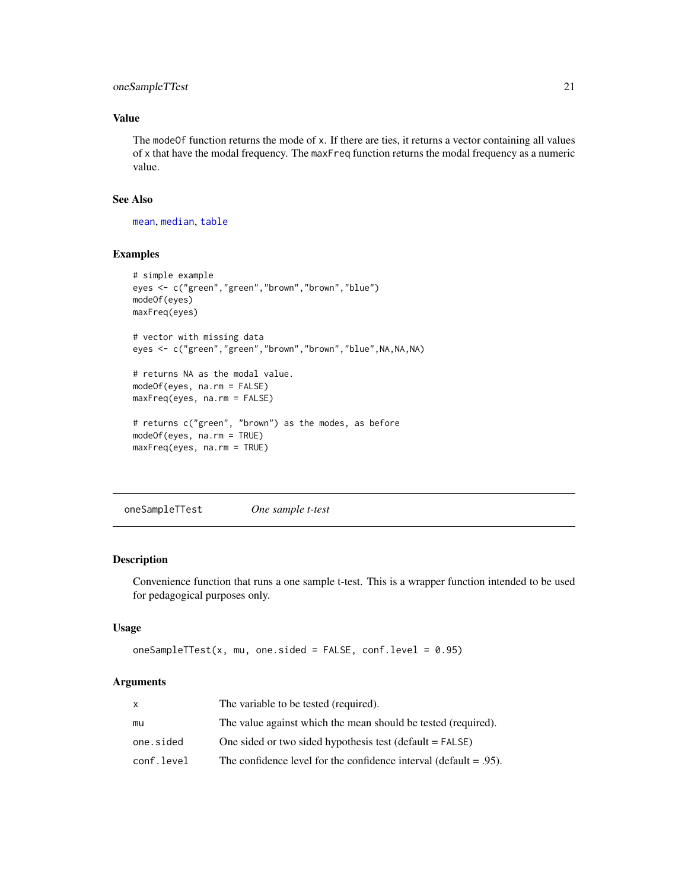### Value

The `modeOf` function returns the mode of `x`. If there are ties, it returns a vector containing all values of `x` that have the modal frequency. The `maxFreq` function returns the modal frequency as a numeric value.

### See Also

`mean`, `median`, `table`

### Examples

```
# simple example
eyes <- c("green","green","brown","brown","blue")
modeOf(eyes)
maxFreq(eyes)

# vector with missing data
eyes <- c("green","green","brown","brown","blue",NA,NA,NA)

# returns NA as the modal value.
modeOf(eyes, na.rm = FALSE)
maxFreq(eyes, na.rm = FALSE)

# returns c("green", "brown") as the modes, as before
modeOf(eyes, na.rm = TRUE)
maxFreq(eyes, na.rm = TRUE)
```

---

## oneSampleTTest *One sample t-test*

---

### Description

Convenience function that runs a one sample t-test. This is a wrapper function intended to be used for pedagogical purposes only.

### Usage

```
oneSampleTTest(x, mu, one.sided = FALSE, conf.level = 0.95)
```

### Arguments

| | |
|---|---|
| `x` | The variable to be tested (required). |
| `mu` | The value against which the mean should be tested (required). |
| `one.sided` | One sided or two sided hypothesis test (default = `FALSE`) |
| `conf.level` | The confidence level for the confidence interval (default = .95). |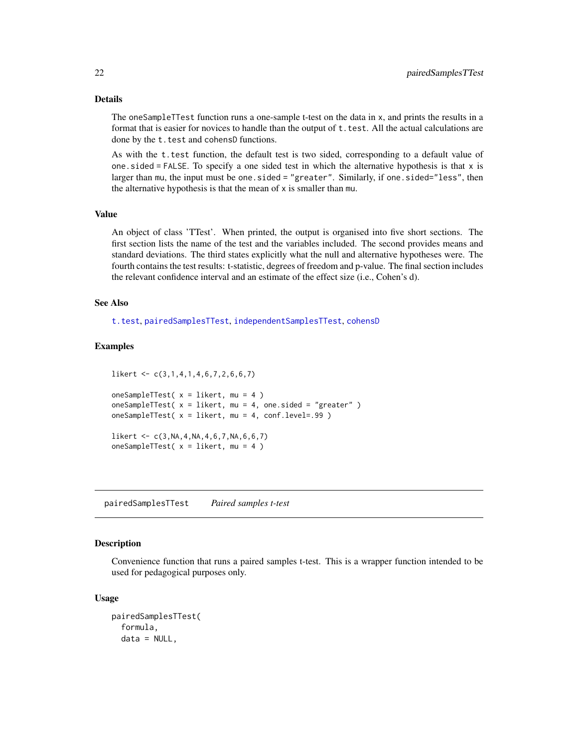### Details

The `oneSampleTTest` function runs a one-sample t-test on the data in `x`, and prints the results in a format that is easier for novices to handle than the output of `t.test`. All the actual calculations are done by the `t.test` and `cohensD` functions.

As with the `t.test` function, the default test is two sided, corresponding to a default value of `one.sided = FALSE`. To specify a one sided test in which the alternative hypothesis is that `x` is larger than `mu`, the input must be `one.sided = "greater"`. Similarly, if `one.sided="less"`, then the alternative hypothesis is that the mean of `x` is smaller than `mu`.

### Value

An object of class 'TTest'. When printed, the output is organised into five short sections. The first section lists the name of the test and the variables included. The second provides means and standard deviations. The third states explicitly what the null and alternative hypotheses were. The fourth contains the test results: t-statistic, degrees of freedom and p-value. The final section includes the relevant confidence interval and an estimate of the effect size (i.e., Cohen's d).

### See Also

`t.test`, `pairedSamplesTTest`, `independentSamplesTTest`, `cohensD`

### Examples

```
likert <- c(3,1,4,1,4,6,7,2,6,6,7)

oneSampleTTest( x = likert, mu = 4 )
oneSampleTTest( x = likert, mu = 4, one.sided = "greater" )
oneSampleTTest( x = likert, mu = 4, conf.level=.99 )

likert <- c(3,NA,4,NA,4,6,7,NA,6,6,7)
oneSampleTTest( x = likert, mu = 4 )
```

---

## pairedSamplesTTest *Paired samples t-test*

### Description

Convenience function that runs a paired samples t-test. This is a wrapper function intended to be used for pedagogical purposes only.

### Usage

```
pairedSamplesTTest(
  formula,
  data = NULL,
```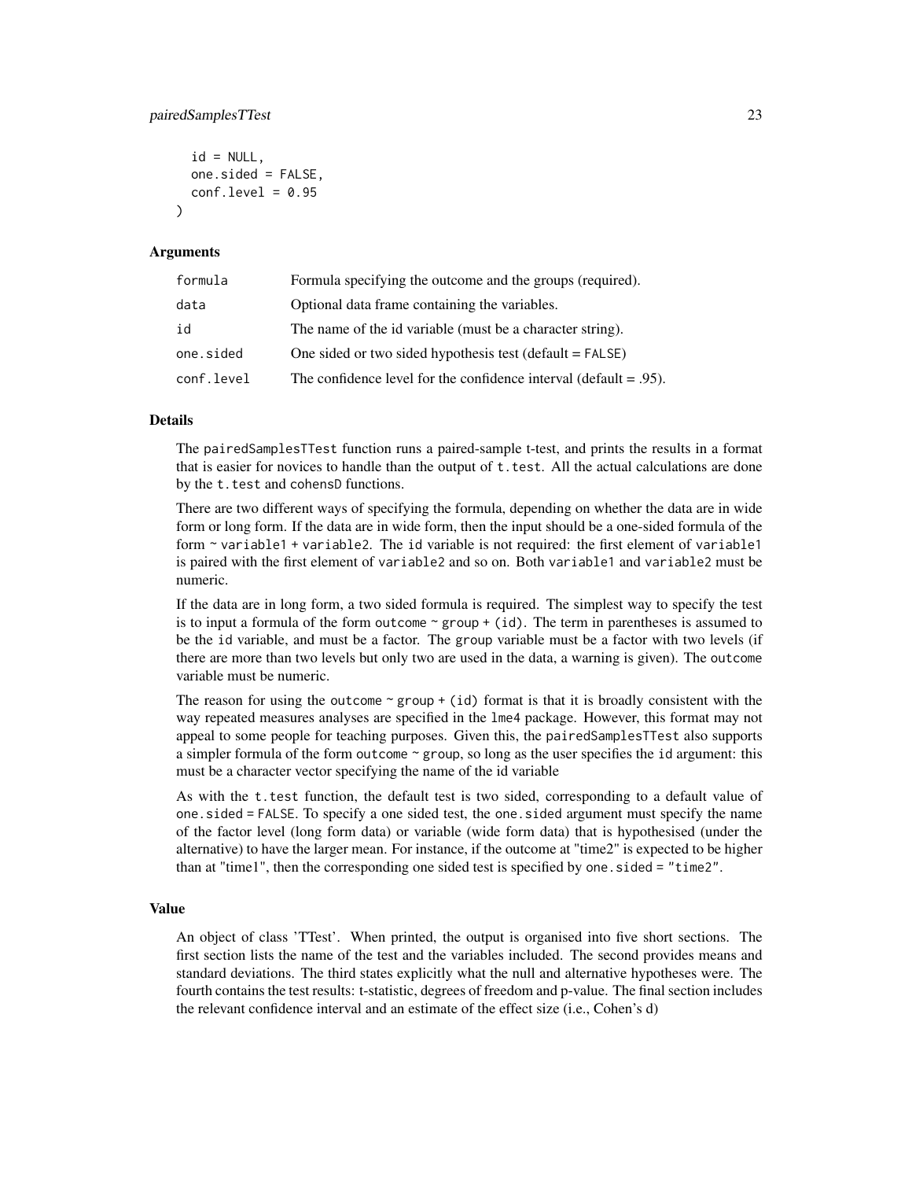```
  id = NULL,
  one.sided = FALSE,
  conf.level = 0.95
)
```

### Arguments

| | |
|---|---|
| formula | Formula specifying the outcome and the groups (required). |
| data | Optional data frame containing the variables. |
| id | The name of the id variable (must be a character string). |
| one.sided | One sided or two sided hypothesis test (default = FALSE) |
| conf.level | The confidence level for the confidence interval (default = .95). |

### Details

The `pairedSamplesTTest` function runs a paired-sample t-test, and prints the results in a format that is easier for novices to handle than the output of `t.test`. All the actual calculations are done by the `t.test` and `cohensD` functions.

There are two different ways of specifying the formula, depending on whether the data are in wide form or long form. If the data are in wide form, then the input should be a one-sided formula of the form `~ variable1 + variable2`. The `id` variable is not required: the first element of `variable1` is paired with the first element of `variable2` and so on. Both `variable1` and `variable2` must be numeric.

If the data are in long form, a two sided formula is required. The simplest way to specify the test is to input a formula of the form `outcome ~ group + (id)`. The term in parentheses is assumed to be the `id` variable, and must be a factor. The `group` variable must be a factor with two levels (if there are more than two levels but only two are used in the data, a warning is given). The `outcome` variable must be numeric.

The reason for using the `outcome ~ group + (id)` format is that it is broadly consistent with the way repeated measures analyses are specified in the `lme4` package. However, this format may not appeal to some people for teaching purposes. Given this, the `pairedSamplesTTest` also supports a simpler formula of the form `outcome ~ group`, so long as the user specifies the `id` argument: this must be a character vector specifying the name of the id variable

As with the `t.test` function, the default test is two sided, corresponding to a default value of `one.sided = FALSE`. To specify a one sided test, the `one.sided` argument must specify the name of the factor level (long form data) or variable (wide form data) that is hypothesised (under the alternative) to have the larger mean. For instance, if the outcome at "time2" is expected to be higher than at "time1", then the corresponding one sided test is specified by `one.sided = "time2"`.

### Value

An object of class 'TTest'. When printed, the output is organised into five short sections. The first section lists the name of the test and the variables included. The second provides means and standard deviations. The third states explicitly what the null and alternative hypotheses were. The fourth contains the test results: t-statistic, degrees of freedom and p-value. The final section includes the relevant confidence interval and an estimate of the effect size (i.e., Cohen's d)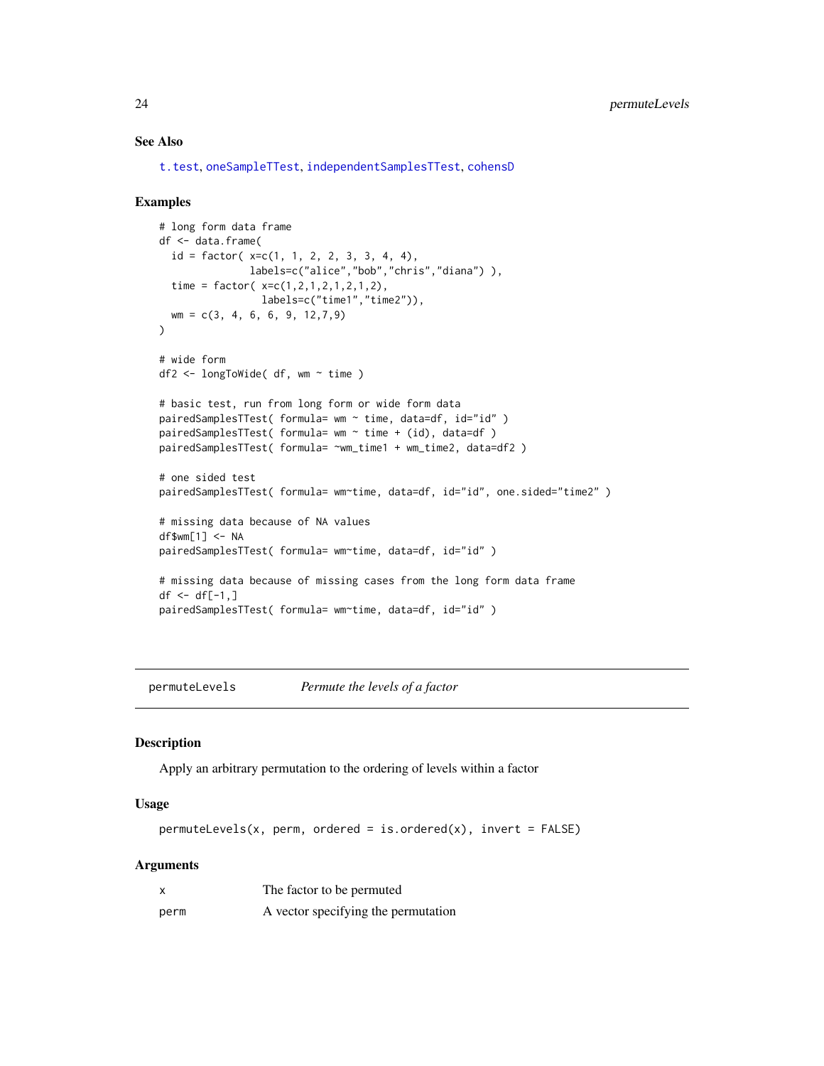### See Also

t.test, oneSampleTTest, independentSamplesTTest, cohensD

### Examples

```
# long form data frame
df <- data.frame(
  id = factor( x=c(1, 1, 2, 2, 3, 3, 4, 4),
               labels=c("alice","bob","chris","diana") ),
  time = factor( x=c(1,2,1,2,1,2,1,2),
                 labels=c("time1","time2")),
  wm = c(3, 4, 6, 6, 9, 12,7,9)
)

# wide form
df2 <- longToWide( df, wm ~ time )

# basic test, run from long form or wide form data
pairedSamplesTTest( formula= wm ~ time, data=df, id="id" )
pairedSamplesTTest( formula= wm ~ time + (id), data=df )
pairedSamplesTTest( formula= ~wm_time1 + wm_time2, data=df2 )

# one sided test
pairedSamplesTTest( formula= wm~time, data=df, id="id", one.sided="time2" )

# missing data because of NA values
df$wm[1] <- NA
pairedSamplesTTest( formula= wm~time, data=df, id="id" )

# missing data because of missing cases from the long form data frame
df <- df[-1,]
pairedSamplesTTest( formula= wm~time, data=df, id="id" )
```

---

## permuteLevels — *Permute the levels of a factor*

### Description

Apply an arbitrary permutation to the ordering of levels within a factor

### Usage

```
permuteLevels(x, perm, ordered = is.ordered(x), invert = FALSE)
```

### Arguments

| | |
|---|---|
| x | The factor to be permuted |
| perm | A vector specifying the permutation |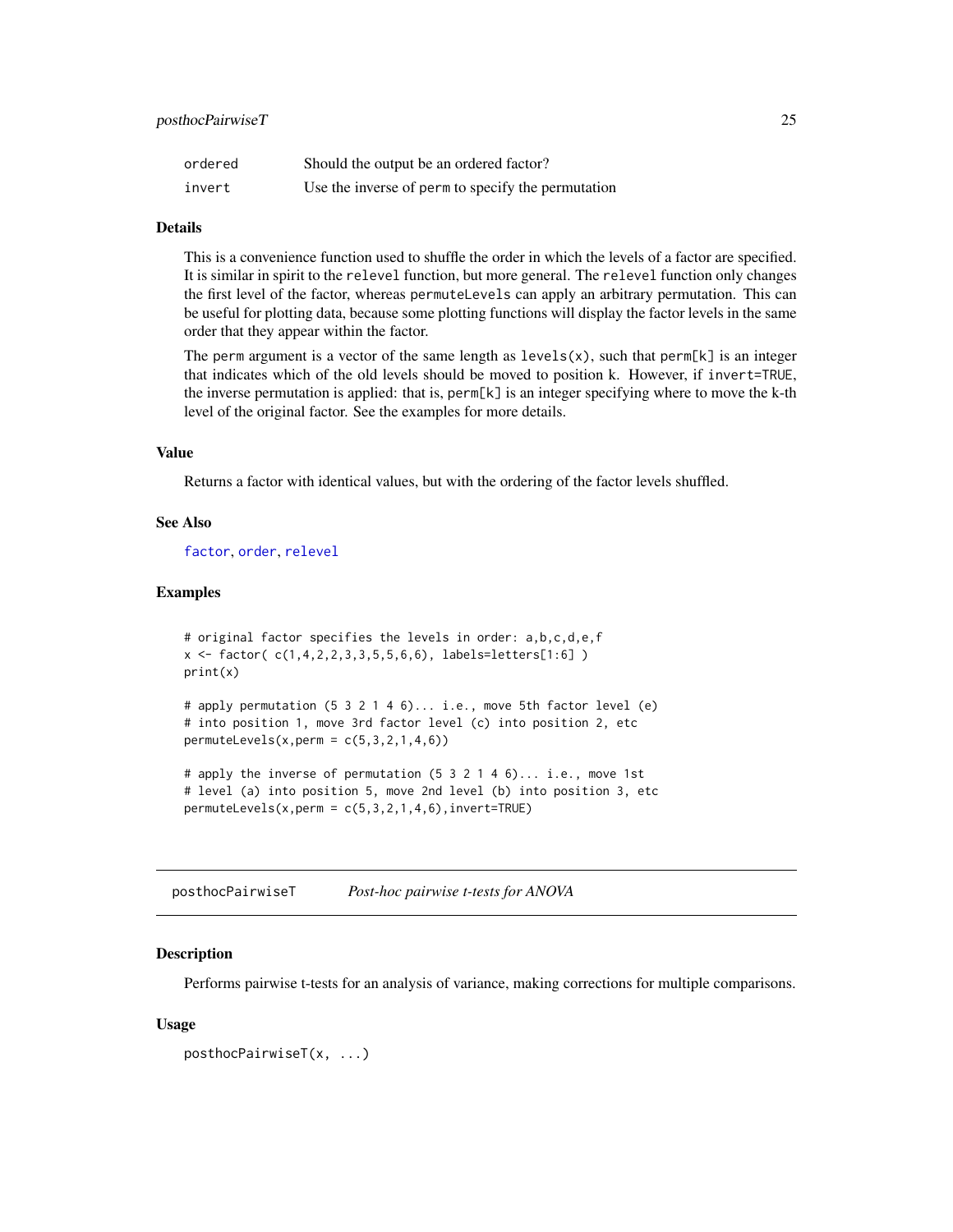| | |
|---|---|
| ordered | Should the output be an ordered factor? |
| invert | Use the inverse of `perm` to specify the permutation |

### Details

This is a convenience function used to shuffle the order in which the levels of a factor are specified. It is similar in spirit to the `relevel` function, but more general. The `relevel` function only changes the first level of the factor, whereas `permuteLevels` can apply an arbitrary permutation. This can be useful for plotting data, because some plotting functions will display the factor levels in the same order that they appear within the factor.

The `perm` argument is a vector of the same length as `levels(x)`, such that `perm[k]` is an integer that indicates which of the old levels should be moved to position k. However, if `invert=TRUE`, the inverse permutation is applied: that is, `perm[k]` is an integer specifying where to move the k-th level of the original factor. See the examples for more details.

### Value

Returns a factor with identical values, but with the ordering of the factor levels shuffled.

### See Also

`factor`, `order`, `relevel`

### Examples

```
# original factor specifies the levels in order: a,b,c,d,e,f
x <- factor( c(1,4,2,2,3,3,5,5,6,6), labels=letters[1:6] )
print(x)

# apply permutation (5 3 2 1 4 6)... i.e., move 5th factor level (e)
# into position 1, move 3rd factor level (c) into position 2, etc
permuteLevels(x,perm = c(5,3,2,1,4,6))

# apply the inverse of permutation (5 3 2 1 4 6)... i.e., move 1st
# level (a) into position 5, move 2nd level (b) into position 3, etc
permuteLevels(x,perm = c(5,3,2,1,4,6),invert=TRUE)
```

---

## posthocPairwiseT    *Post-hoc pairwise t-tests for ANOVA*

### Description

Performs pairwise t-tests for an analysis of variance, making corrections for multiple comparisons.

### Usage

```
posthocPairwiseT(x, ...)
```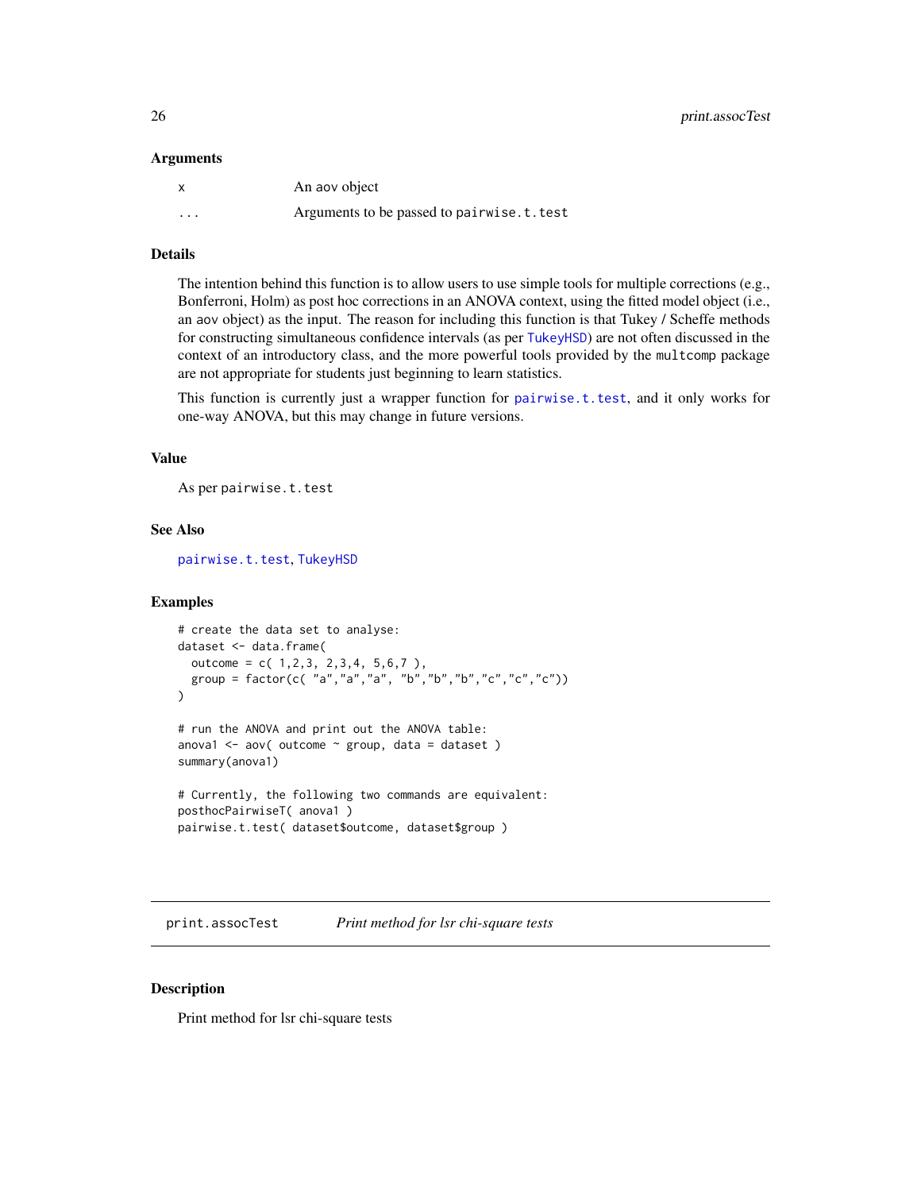### Arguments

| | |
|---|---|
| `x` | An aov object |
| `...` | Arguments to be passed to `pairwise.t.test` |

### Details

The intention behind this function is to allow users to use simple tools for multiple corrections (e.g., Bonferroni, Holm) as post hoc corrections in an ANOVA context, using the fitted model object (i.e., an aov object) as the input. The reason for including this function is that Tukey / Scheffe methods for constructing simultaneous confidence intervals (as per `TukeyHSD`) are not often discussed in the context of an introductory class, and the more powerful tools provided by the `multcomp` package are not appropriate for students just beginning to learn statistics.

This function is currently just a wrapper function for `pairwise.t.test`, and it only works for one-way ANOVA, but this may change in future versions.

### Value

As per `pairwise.t.test`

### See Also

`pairwise.t.test`, `TukeyHSD`

### Examples

```
# create the data set to analyse:
dataset <- data.frame(
  outcome = c( 1,2,3, 2,3,4, 5,6,7 ),
  group = factor(c( "a","a","a", "b","b","b","c","c","c"))
)

# run the ANOVA and print out the ANOVA table:
anova1 <- aov( outcome ~ group, data = dataset )
summary(anova1)

# Currently, the following two commands are equivalent:
posthocPairwiseT( anova1 )
pairwise.t.test( dataset$outcome, dataset$group )
```

---

## `print.assocTest` *Print method for lsr chi-square tests*

### Description

Print method for lsr chi-square tests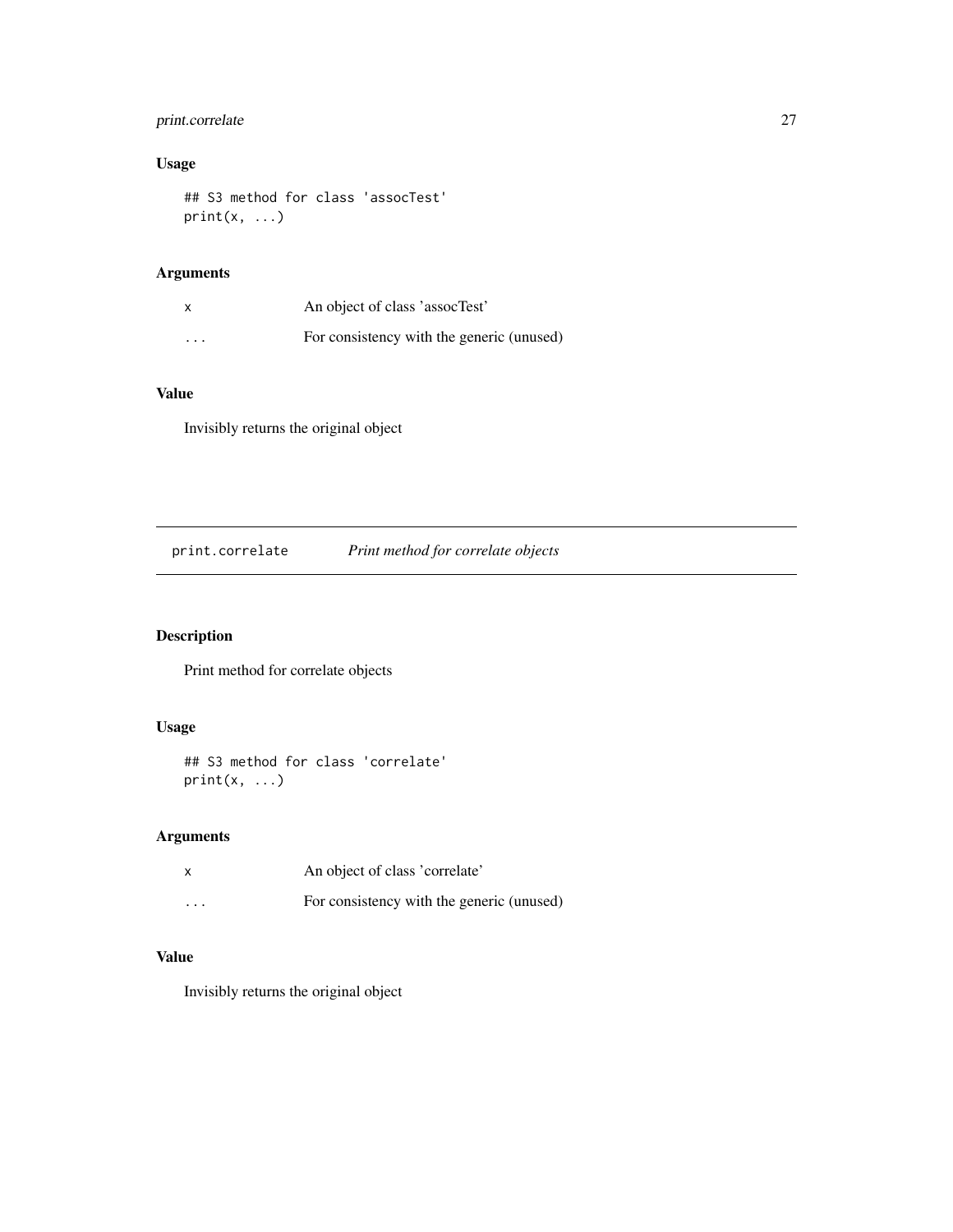## Usage

```
## S3 method for class 'assocTest'
print(x, ...)
```

## Arguments

| | |
|---|---|
| x | An object of class 'assocTest' |
| ... | For consistency with the generic (unused) |

## Value

Invisibly returns the original object

---

# print.correlate *Print method for correlate objects*

---

## Description

Print method for correlate objects

## Usage

```
## S3 method for class 'correlate'
print(x, ...)
```

## Arguments

| | |
|---|---|
| x | An object of class 'correlate' |
| ... | For consistency with the generic (unused) |

## Value

Invisibly returns the original object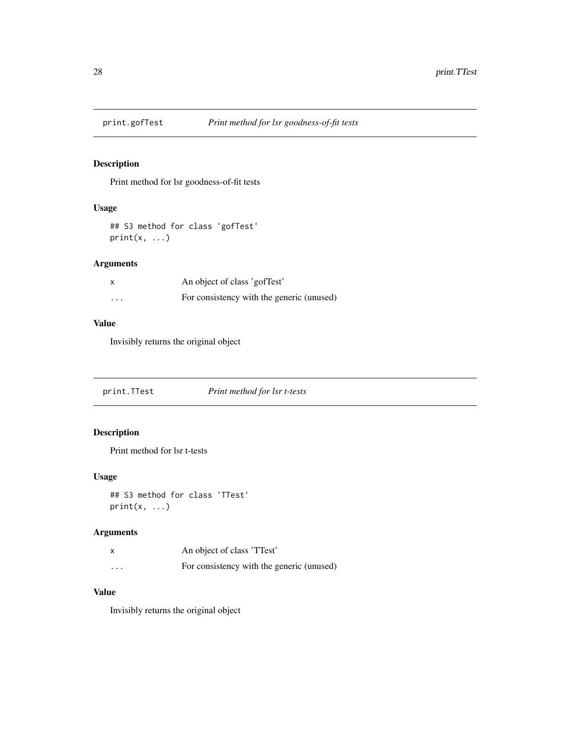## print.gofTest *Print method for lsr goodness-of-fit tests*

### Description

Print method for lsr goodness-of-fit tests

### Usage

```
## S3 method for class 'gofTest'
print(x, ...)
```

### Arguments

| | |
|---|---|
| x | An object of class 'gofTest' |
| ... | For consistency with the generic (unused) |

### Value

Invisibly returns the original object

## print.TTest *Print method for lsr t-tests*

### Description

Print method for lsr t-tests

### Usage

```
## S3 method for class 'TTest'
print(x, ...)
```

### Arguments

| | |
|---|---|
| x | An object of class 'TTest' |
| ... | For consistency with the generic (unused) |

### Value

Invisibly returns the original object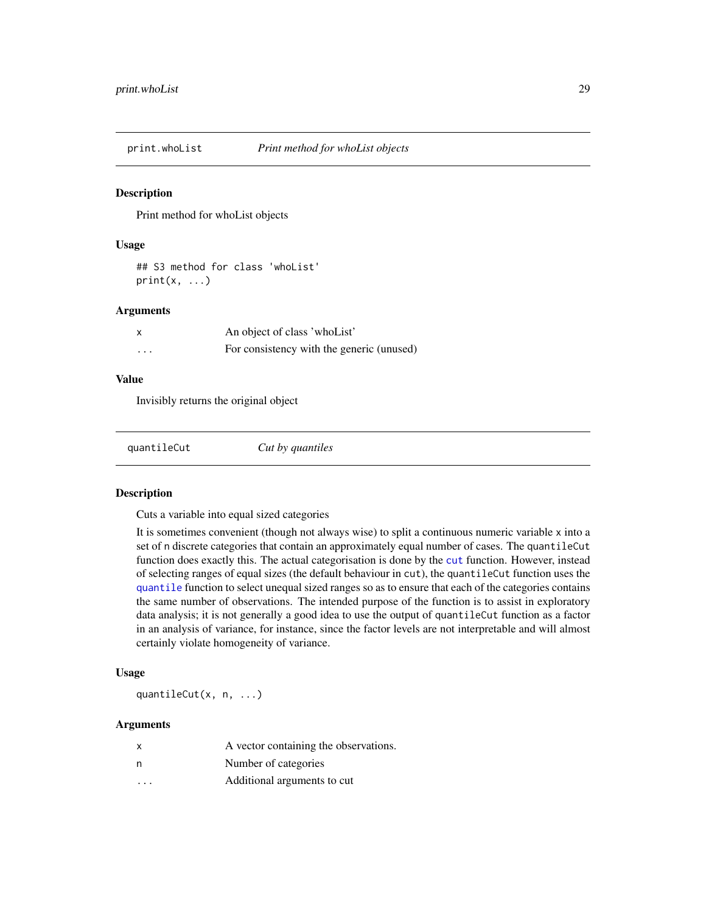## print.whoList — *Print method for whoList objects*

### Description

Print method for whoList objects

### Usage

```
## S3 method for class 'whoList'
print(x, ...)
```

### Arguments

| | |
|---|---|
| `x` | An object of class 'whoList' |
| `...` | For consistency with the generic (unused) |

### Value

Invisibly returns the original object

## quantileCut — *Cut by quantiles*

### Description

Cuts a variable into equal sized categories

It is sometimes convenient (though not always wise) to split a continuous numeric variable `x` into a set of `n` discrete categories that contain an approximately equal number of cases. The `quantileCut` function does exactly this. The actual categorisation is done by the `cut` function. However, instead of selecting ranges of equal sizes (the default behaviour in `cut`), the `quantileCut` function uses the `quantile` function to select unequal sized ranges so as to ensure that each of the categories contains the same number of observations. The intended purpose of the function is to assist in exploratory data analysis; it is not generally a good idea to use the output of `quantileCut` function as a factor in an analysis of variance, for instance, since the factor levels are not interpretable and will almost certainly violate homogeneity of variance.

### Usage

```
quantileCut(x, n, ...)
```

### Arguments

| | |
|---|---|
| `x` | A vector containing the observations. |
| `n` | Number of categories |
| `...` | Additional arguments to cut |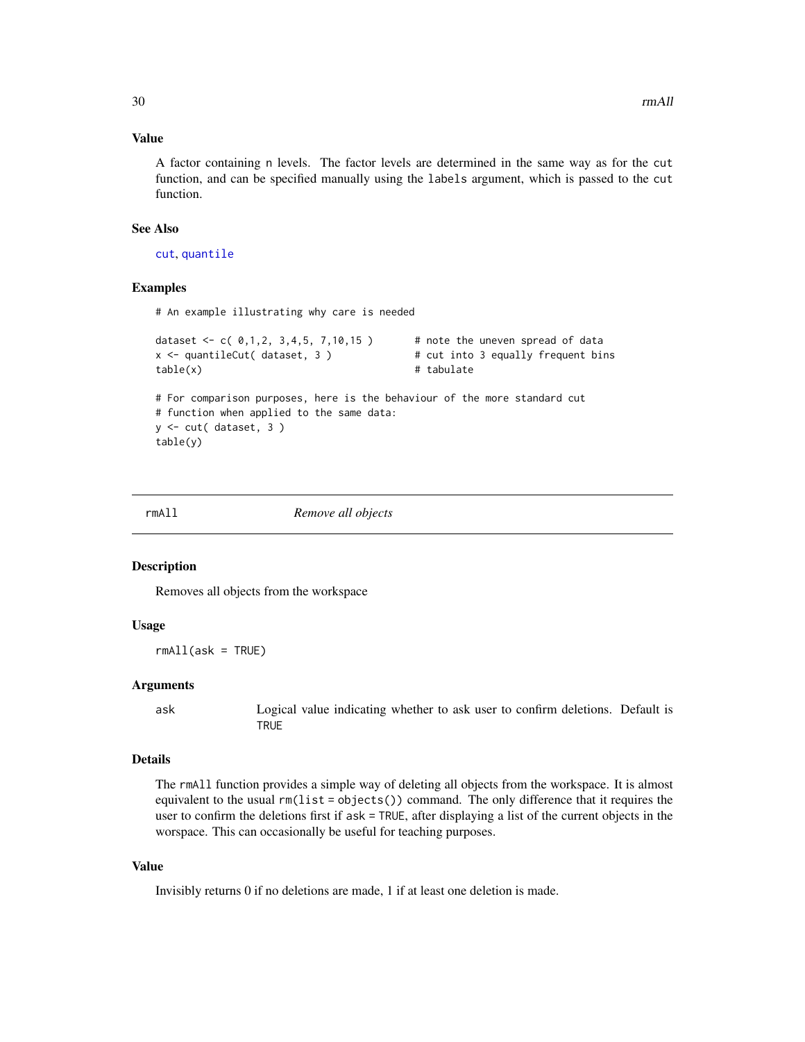### Value

A factor containing n levels. The factor levels are determined in the same way as for the cut function, and can be specified manually using the labels argument, which is passed to the cut function.

### See Also

cut, quantile

### Examples

```
# An example illustrating why care is needed

dataset <- c( 0,1,2, 3,4,5, 7,10,15 )       # note the uneven spread of data
x <- quantileCut( dataset, 3 )              # cut into 3 equally frequent bins
table(x)                                    # tabulate

# For comparison purposes, here is the behaviour of the more standard cut
# function when applied to the same data:
y <- cut( dataset, 3 )
table(y)
```

---

## rmAll — *Remove all objects*

### Description

Removes all objects from the workspace

### Usage

```
rmAll(ask = TRUE)
```

### Arguments

| | |
|---|---|
| ask | Logical value indicating whether to ask user to confirm deletions. Default is TRUE |

### Details

The rmAll function provides a simple way of deleting all objects from the workspace. It is almost equivalent to the usual rm(list = objects()) command. The only difference that it requires the user to confirm the deletions first if ask = TRUE, after displaying a list of the current objects in the worspace. This can occasionally be useful for teaching purposes.

### Value

Invisibly returns 0 if no deletions are made, 1 if at least one deletion is made.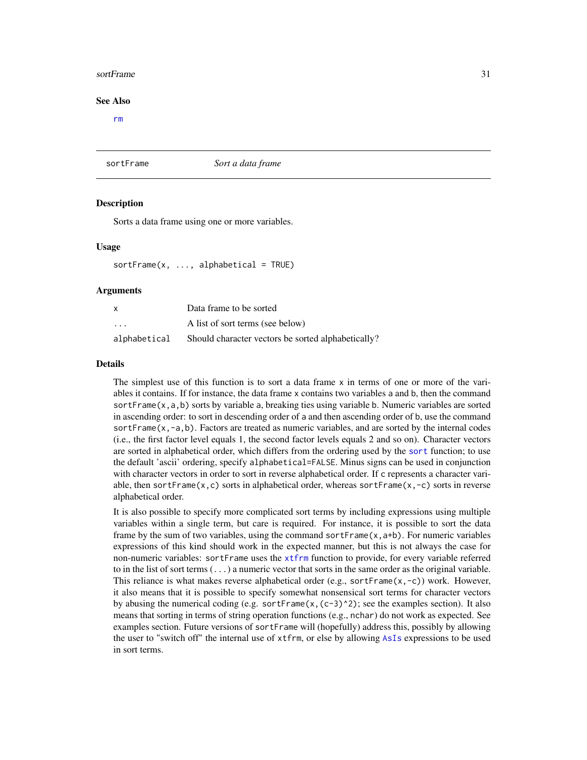### See Also

rm

---

## sortFrame *Sort a data frame*

---

### Description

Sorts a data frame using one or more variables.

### Usage

```
sortFrame(x, ..., alphabetical = TRUE)
```

### Arguments

| | |
|---|---|
| x | Data frame to be sorted |
| ... | A list of sort terms (see below) |
| alphabetical | Should character vectors be sorted alphabetically? |

### Details

The simplest use of this function is to sort a data frame `x` in terms of one or more of the variables it contains. If for instance, the data frame `x` contains two variables `a` and `b`, then the command `sortFrame(x,a,b)` sorts by variable `a`, breaking ties using variable `b`. Numeric variables are sorted in ascending order: to sort in descending order of `a` and then ascending order of `b`, use the command `sortFrame(x,-a,b)`. Factors are treated as numeric variables, and are sorted by the internal codes (i.e., the first factor level equals 1, the second factor levels equals 2 and so on). Character vectors are sorted in alphabetical order, which differs from the ordering used by the `sort` function; to use the default 'ascii' ordering, specify `alphabetical=FALSE`. Minus signs can be used in conjunction with character vectors in order to sort in reverse alphabetical order. If `c` represents a character variable, then `sortFrame(x,c)` sorts in alphabetical order, whereas `sortFrame(x,-c)` sorts in reverse alphabetical order.

It is also possible to specify more complicated sort terms by including expressions using multiple variables within a single term, but care is required. For instance, it is possible to sort the data frame by the sum of two variables, using the command `sortFrame(x,a+b)`. For numeric variables expressions of this kind should work in the expected manner, but this is not always the case for non-numeric variables: `sortFrame` uses the `xtfrm` function to provide, for every variable referred to in the list of sort terms (`...`) a numeric vector that sorts in the same order as the original variable. This reliance is what makes reverse alphabetical order (e.g., `sortFrame(x,-c)`) work. However, it also means that it is possible to specify somewhat nonsensical sort terms for character vectors by abusing the numerical coding (e.g. `sortFrame(x,(c-3)^2)`; see the examples section). It also means that sorting in terms of string operation functions (e.g., `nchar`) do not work as expected. See examples section. Future versions of `sortFrame` will (hopefully) address this, possibly by allowing the user to "switch off" the internal use of `xtfrm`, or else by allowing `AsIs` expressions to be used in sort terms.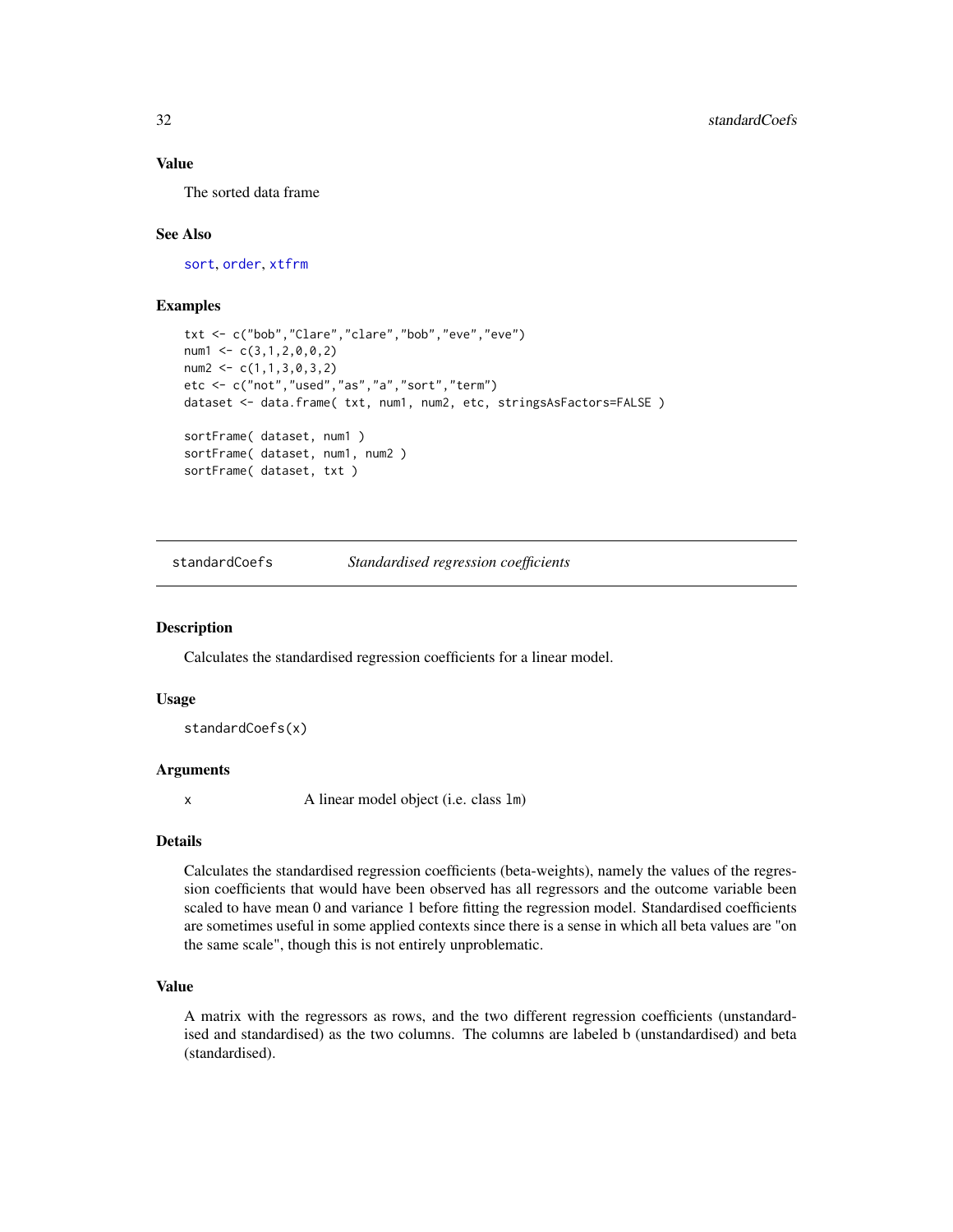### Value

The sorted data frame

### See Also

sort, order, xtfrm

### Examples

```
txt <- c("bob","Clare","clare","bob","eve","eve")
num1 <- c(3,1,2,0,0,2)
num2 <- c(1,1,3,0,3,2)
etc <- c("not","used","as","a","sort","term")
dataset <- data.frame( txt, num1, num2, etc, stringsAsFactors=FALSE )

sortFrame( dataset, num1 )
sortFrame( dataset, num1, num2 )
sortFrame( dataset, txt )
```

---

## standardCoefs — *Standardised regression coefficients*

### Description

Calculates the standardised regression coefficients for a linear model.

### Usage

```
standardCoefs(x)
```

### Arguments

| | |
|---|---|
| x | A linear model object (i.e. class `lm`) |

### Details

Calculates the standardised regression coefficients (beta-weights), namely the values of the regression coefficients that would have been observed has all regressors and the outcome variable been scaled to have mean 0 and variance 1 before fitting the regression model. Standardised coefficients are sometimes useful in some applied contexts since there is a sense in which all beta values are "on the same scale", though this is not entirely unproblematic.

### Value

A matrix with the regressors as rows, and the two different regression coefficients (unstandardised and standardised) as the two columns. The columns are labeled b (unstandardised) and beta (standardised).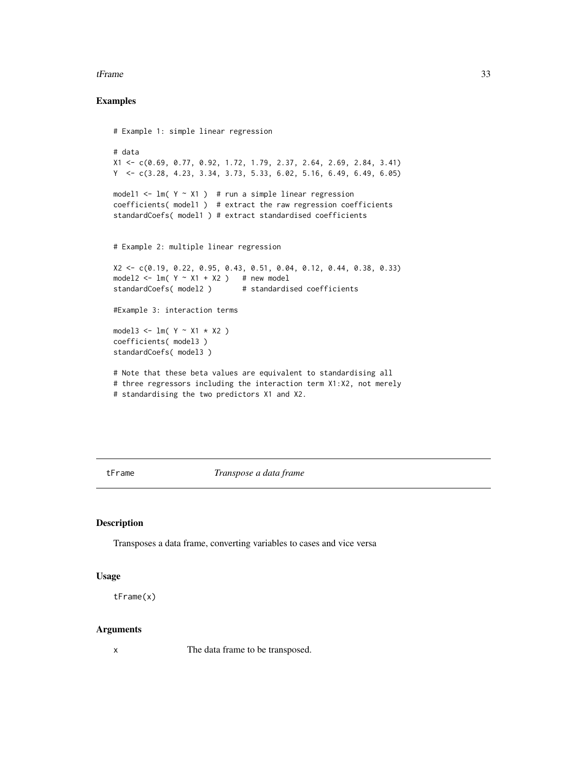## Examples

```
# Example 1: simple linear regression

# data
X1 <- c(0.69, 0.77, 0.92, 1.72, 1.79, 2.37, 2.64, 2.69, 2.84, 3.41)
Y  <- c(3.28, 4.23, 3.34, 3.73, 5.33, 6.02, 5.16, 6.49, 6.49, 6.05)

model1 <- lm( Y ~ X1 )  # run a simple linear regression
coefficients( model1 )  # extract the raw regression coefficients
standardCoefs( model1 ) # extract standardised coefficients


# Example 2: multiple linear regression

X2 <- c(0.19, 0.22, 0.95, 0.43, 0.51, 0.04, 0.12, 0.44, 0.38, 0.33)
model2 <- lm( Y ~ X1 + X2 )   # new model
standardCoefs( model2 )       # standardised coefficients

#Example 3: interaction terms

model3 <- lm( Y ~ X1 * X2 )
coefficients( model3 )
standardCoefs( model3 )

# Note that these beta values are equivalent to standardising all
# three regressors including the interaction term X1:X2, not merely
# standardising the two predictors X1 and X2.
```

---

# tFrame    *Transpose a data frame*

---

## Description

Transposes a data frame, converting variables to cases and vice versa

## Usage

```
tFrame(x)
```

## Arguments

| | |
|---|---|
| x | The data frame to be transposed. |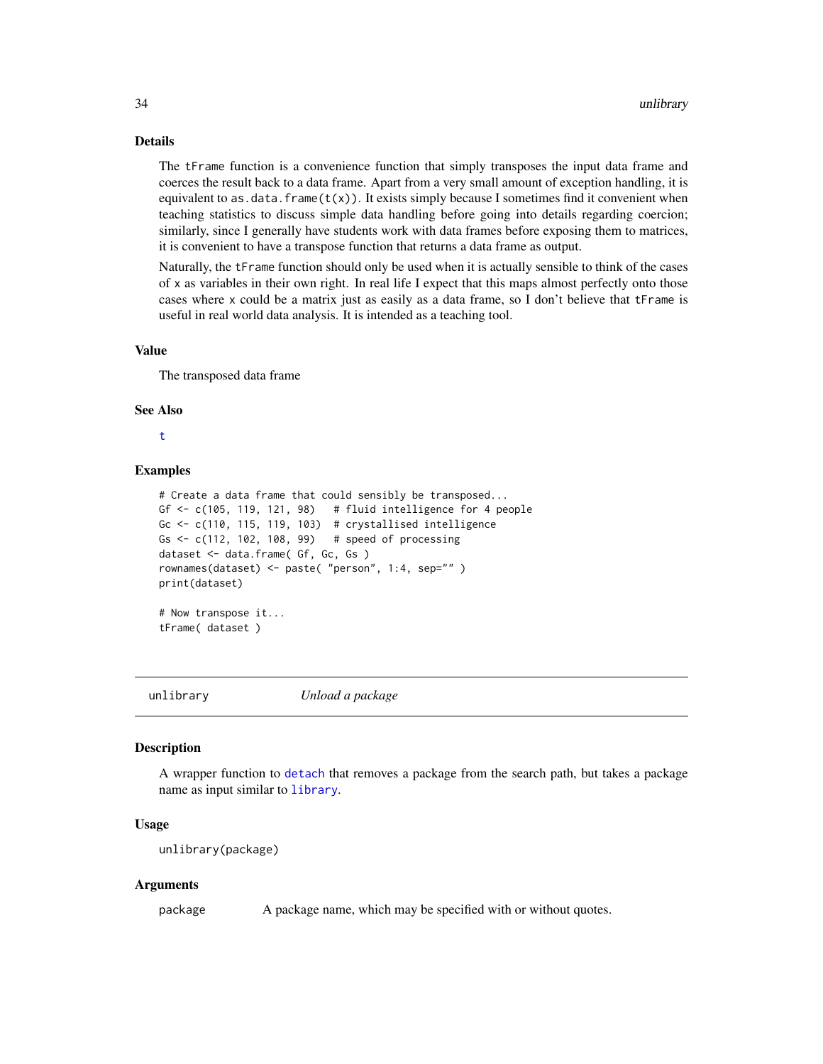### Details

The `tFrame` function is a convenience function that simply transposes the input data frame and coerces the result back to a data frame. Apart from a very small amount of exception handling, it is equivalent to `as.data.frame(t(x))`. It exists simply because I sometimes find it convenient when teaching statistics to discuss simple data handling before going into details regarding coercion; similarly, since I generally have students work with data frames before exposing them to matrices, it is convenient to have a transpose function that returns a data frame as output.

Naturally, the `tFrame` function should only be used when it is actually sensible to think of the cases of `x` as variables in their own right. In real life I expect that this maps almost perfectly onto those cases where `x` could be a matrix just as easily as a data frame, so I don't believe that `tFrame` is useful in real world data analysis. It is intended as a teaching tool.

### Value

The transposed data frame

### See Also

`t`

### Examples

```
# Create a data frame that could sensibly be transposed...
Gf <- c(105, 119, 121, 98)   # fluid intelligence for 4 people
Gc <- c(110, 115, 119, 103)  # crystallised intelligence
Gs <- c(112, 102, 108, 99)   # speed of processing
dataset <- data.frame( Gf, Gc, Gs )
rownames(dataset) <- paste( "person", 1:4, sep="" )
print(dataset)

# Now transpose it...
tFrame( dataset )
```

---

## unlibrary — *Unload a package*

### Description

A wrapper function to `detach` that removes a package from the search path, but takes a package name as input similar to `library`.

### Usage

```
unlibrary(package)
```

### Arguments

| | |
|---|---|
| `package` | A package name, which may be specified with or without quotes. |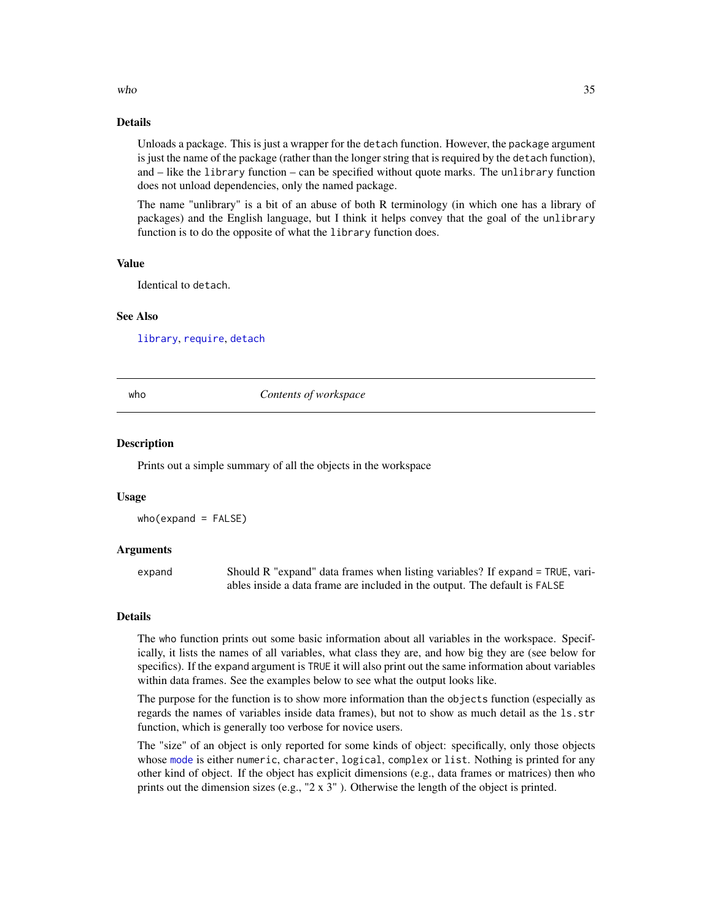### Details

Unloads a package. This is just a wrapper for the `detach` function. However, the `package` argument is just the name of the package (rather than the longer string that is required by the `detach` function), and – like the `library` function – can be specified without quote marks. The `unlibrary` function does not unload dependencies, only the named package.

The name "unlibrary" is a bit of an abuse of both R terminology (in which one has a library of packages) and the English language, but I think it helps convey that the goal of the `unlibrary` function is to do the opposite of what the `library` function does.

### Value

Identical to `detach`.

### See Also

`library`, `require`, `detach`

---

## who *Contents of workspace*

### Description

Prints out a simple summary of all the objects in the workspace

### Usage

```
who(expand = FALSE)
```

### Arguments

| | |
|---|---|
| `expand` | Should R "expand" data frames when listing variables? If `expand = TRUE`, variables inside a data frame are included in the output. The default is `FALSE` |

### Details

The `who` function prints out some basic information about all variables in the workspace. Specifically, it lists the names of all variables, what class they are, and how big they are (see below for specifics). If the `expand` argument is `TRUE` it will also print out the same information about variables within data frames. See the examples below to see what the output looks like.

The purpose for the function is to show more information than the `objects` function (especially as regards the names of variables inside data frames), but not to show as much detail as the `ls.str` function, which is generally too verbose for novice users.

The "size" of an object is only reported for some kinds of object: specifically, only those objects whose `mode` is either `numeric`, `character`, `logical`, `complex` or `list`. Nothing is printed for any other kind of object. If the object has explicit dimensions (e.g., data frames or matrices) then `who` prints out the dimension sizes (e.g., "2 x 3" ). Otherwise the length of the object is printed.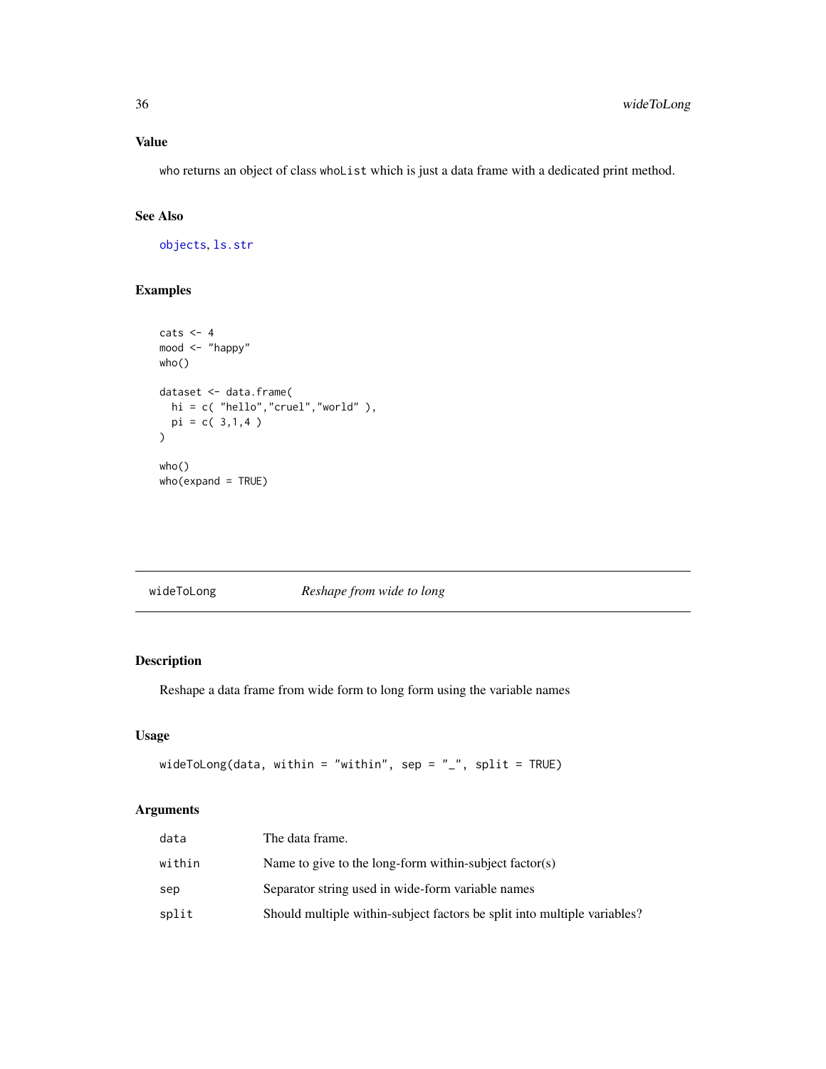## Value

`who` returns an object of class `whoList` which is just a data frame with a dedicated print method.

## See Also

`objects`, `ls.str`

## Examples

```
cats <- 4
mood <- "happy"
who()

dataset <- data.frame(
  hi = c( "hello","cruel","world" ),
  pi = c( 3,1,4 )
)

who()
who(expand = TRUE)
```

---

# wideToLong — *Reshape from wide to long*

---

## Description

Reshape a data frame from wide form to long form using the variable names

## Usage

```
wideToLong(data, within = "within", sep = "_", split = TRUE)
```

## Arguments

| | |
|---|---|
| `data` | The data frame. |
| `within` | Name to give to the long-form within-subject factor(s) |
| `sep` | Separator string used in wide-form variable names |
| `split` | Should multiple within-subject factors be split into multiple variables? |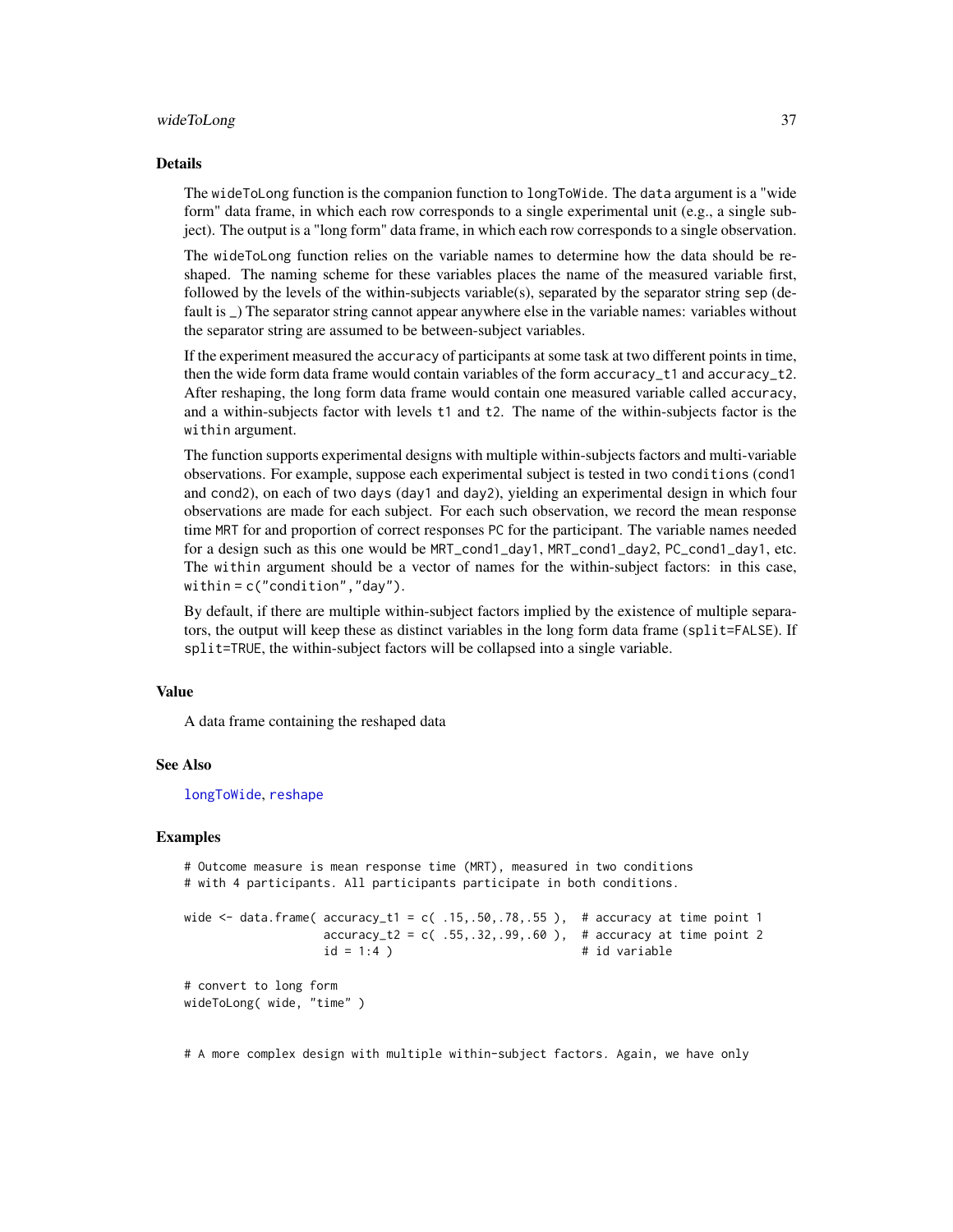### Details

The `wideToLong` function is the companion function to `longToWide`. The `data` argument is a "wide form" data frame, in which each row corresponds to a single experimental unit (e.g., a single subject). The output is a "long form" data frame, in which each row corresponds to a single observation.

The `wideToLong` function relies on the variable names to determine how the data should be reshaped. The naming scheme for these variables places the name of the measured variable first, followed by the levels of the within-subjects variable(s), separated by the separator string `sep` (default is `_`) The separator string cannot appear anywhere else in the variable names: variables without the separator string are assumed to be between-subject variables.

If the experiment measured the `accuracy` of participants at some task at two different points in time, then the wide form data frame would contain variables of the form `accuracy_t1` and `accuracy_t2`. After reshaping, the long form data frame would contain one measured variable called `accuracy`, and a within-subjects factor with levels `t1` and `t2`. The name of the within-subjects factor is the `within` argument.

The function supports experimental designs with multiple within-subjects factors and multi-variable observations. For example, suppose each experimental subject is tested in two `conditions` (`cond1` and `cond2`), on each of two `days` (`day1` and `day2`), yielding an experimental design in which four observations are made for each subject. For each such observation, we record the mean response time `MRT` for and proportion of correct responses `PC` for the participant. The variable names needed for a design such as this one would be `MRT_cond1_day1`, `MRT_cond1_day2`, `PC_cond1_day1`, etc. The `within` argument should be a vector of names for the within-subject factors: in this case, `within = c("condition","day")`.

By default, if there are multiple within-subject factors implied by the existence of multiple separators, the output will keep these as distinct variables in the long form data frame (`split=FALSE`). If `split=TRUE`, the within-subject factors will be collapsed into a single variable.

### Value

A data frame containing the reshaped data

### See Also

`longToWide`, `reshape`

### Examples

```
# Outcome measure is mean response time (MRT), measured in two conditions
# with 4 participants. All participants participate in both conditions.

wide <- data.frame( accuracy_t1 = c( .15,.50,.78,.55 ),  # accuracy at time point 1
                    accuracy_t2 = c( .55,.32,.99,.60 ),  # accuracy at time point 2
                    id = 1:4 )                           # id variable

# convert to long form
wideToLong( wide, "time" )


# A more complex design with multiple within-subject factors. Again, we have only
```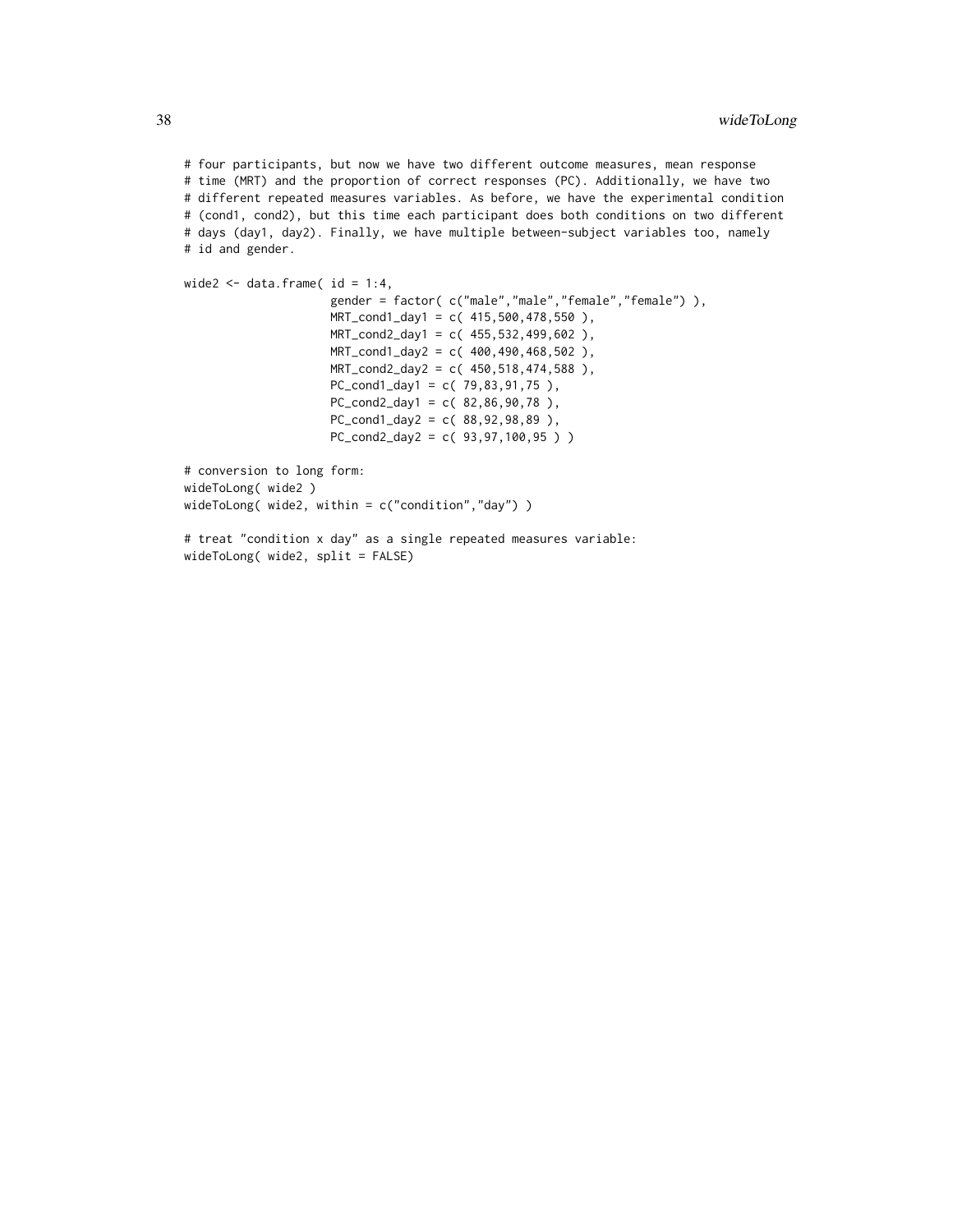```
# four participants, but now we have two different outcome measures, mean response
# time (MRT) and the proportion of correct responses (PC). Additionally, we have two
# different repeated measures variables. As before, we have the experimental condition
# (cond1, cond2), but this time each participant does both conditions on two different
# days (day1, day2). Finally, we have multiple between-subject variables too, namely
# id and gender.

wide2 <- data.frame( id = 1:4,
                     gender = factor( c("male","male","female","female") ),
                     MRT_cond1_day1 = c( 415,500,478,550 ),
                     MRT_cond2_day1 = c( 455,532,499,602 ),
                     MRT_cond1_day2 = c( 400,490,468,502 ),
                     MRT_cond2_day2 = c( 450,518,474,588 ),
                     PC_cond1_day1 = c( 79,83,91,75 ),
                     PC_cond2_day1 = c( 82,86,90,78 ),
                     PC_cond1_day2 = c( 88,92,98,89 ),
                     PC_cond2_day2 = c( 93,97,100,95 ) )

# conversion to long form:
wideToLong( wide2 )
wideToLong( wide2, within = c("condition","day") )

# treat "condition x day" as a single repeated measures variable:
wideToLong( wide2, split = FALSE)
```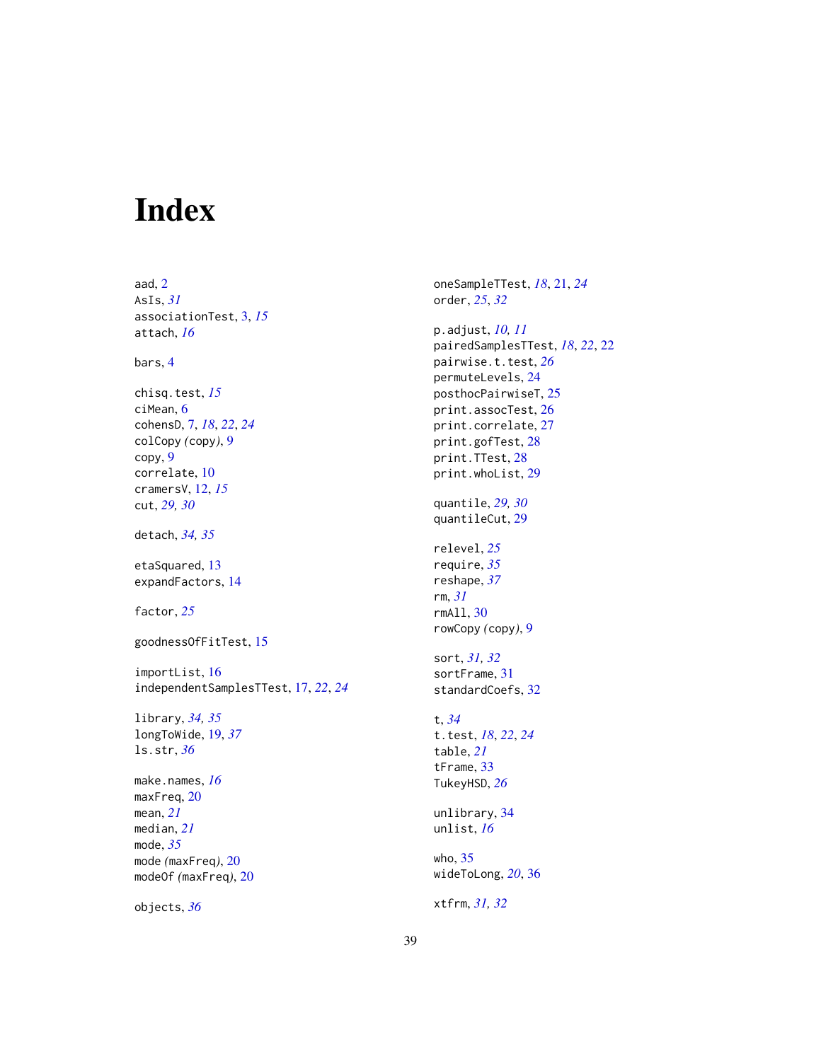# Index

aad, 2
AsIs, *31*
associationTest, 3, *15*
attach, *16*

bars, 4

chisq.test, *15*
ciMean, 6
cohensD, 7, *18*, *22*, *24*
colCopy (copy), 9
copy, 9
correlate, 10
cramersV, 12, *15*
cut, *29, 30*

detach, *34, 35*

etaSquared, 13
expandFactors, 14

factor, *25*

goodnessOfFitTest, 15

importList, 16
independentSamplesTTest, 17, *22*, *24*

library, *34, 35*
longToWide, 19, *37*
ls.str, *36*

make.names, *16*
maxFreq, 20
mean, *21*
median, *21*
mode, *35*
mode (maxFreq), 20
modeOf (maxFreq), 20

objects, *36*
oneSampleTTest, *18*, 21, *24*
order, *25*, *32*

p.adjust, *10, 11*
pairedSamplesTTest, *18*, *22*, 22
pairwise.t.test, *26*
permuteLevels, 24
posthocPairwiseT, 25
print.assocTest, 26
print.correlate, 27
print.gofTest, 28
print.TTest, 28
print.whoList, 29

quantile, *29, 30*
quantileCut, 29

relevel, *25*
require, *35*
reshape, *37*
rm, *31*
rmAll, 30
rowCopy (copy), 9

sort, *31, 32*
sortFrame, 31
standardCoefs, 32

t, *34*
t.test, *18*, *22*, *24*
table, *21*
tFrame, 33
TukeyHSD, *26*

unlibrary, 34
unlist, *16*

who, 35
wideToLong, *20*, 36

xtfrm, *31, 32*